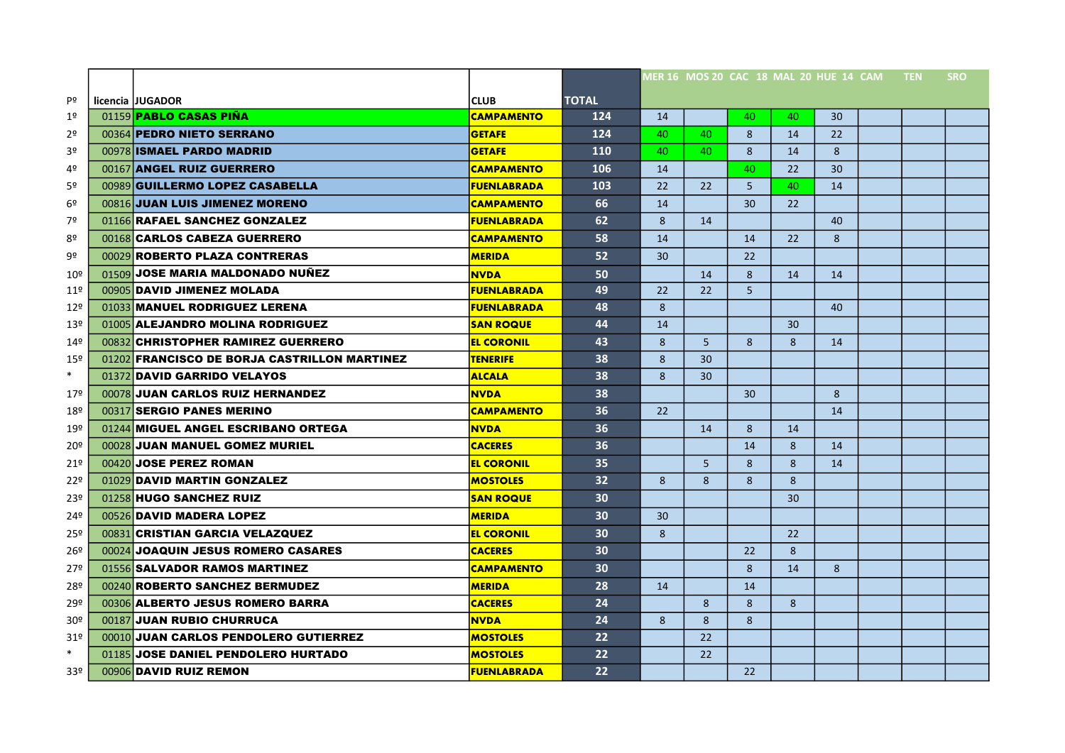| Pº | licencia | JUGADOR | CLUB | TOTAL | MER 16 | MOS 20 | CAC 18 | MAL 20 | HUE 14 | CAM | TEN | SRO |
|---|---|---|---|---|---|---|---|---|---|---|---|---|
| 1º | 01159 | **PABLO CASAS PIÑA** | **CAMPAMENTO** | **124** | 14 | | 40 | 40 | 30 | | | |
| 2º | 00364 | **PEDRO NIETO SERRANO** | **GETAFE** | **124** | 40 | 40 | 8 | 14 | 22 | | | |
| 3º | 00978 | **ISMAEL PARDO MADRID** | **GETAFE** | **110** | 40 | 40 | 8 | 14 | 8 | | | |
| 4º | 00167 | **ANGEL RUIZ GUERRERO** | **CAMPAMENTO** | **106** | 14 | | 40 | 22 | 30 | | | |
| 5º | 00989 | **GUILLERMO LOPEZ CASABELLA** | **FUENLABRADA** | **103** | 22 | 22 | 5 | 40 | 14 | | | |
| 6º | 00816 | **JUAN LUIS JIMENEZ MORENO** | **CAMPAMENTO** | **66** | 14 | | 30 | 22 | | | | |
| 7º | 01166 | **RAFAEL SANCHEZ GONZALEZ** | **FUENLABRADA** | **62** | 8 | 14 | | | 40 | | | |
| 8º | 00168 | **CARLOS CABEZA GUERRERO** | **CAMPAMENTO** | **58** | 14 | | 14 | 22 | 8 | | | |
| 9º | 00029 | **ROBERTO PLAZA CONTRERAS** | **MERIDA** | **52** | 30 | | 22 | | | | | |
| 10º | 01509 | **JOSE MARIA MALDONADO NUÑEZ** | **NVDA** | **50** | | 14 | 8 | 14 | 14 | | | |
| 11º | 00905 | **DAVID JIMENEZ MOLADA** | **FUENLABRADA** | **49** | 22 | 22 | 5 | | | | | |
| 12º | 01033 | **MANUEL RODRIGUEZ LERENA** | **FUENLABRADA** | **48** | 8 | | | | 40 | | | |
| 13º | 01005 | **ALEJANDRO MOLINA RODRIGUEZ** | **SAN ROQUE** | **44** | 14 | | | 30 | | | | |
| 14º | 00832 | **CHRISTOPHER RAMIREZ GUERRERO** | **EL CORONIL** | **43** | 8 | 5 | 8 | 8 | 14 | | | |
| 15º | 01202 | **FRANCISCO DE BORJA CASTRILLON MARTINEZ** | **TENERIFE** | **38** | 8 | 30 | | | | | | |
| * | 01372 | **DAVID GARRIDO VELAYOS** | **ALCALA** | **38** | 8 | 30 | | | | | | |
| 17º | 00078 | **JUAN CARLOS RUIZ HERNANDEZ** | **NVDA** | **38** | | | 30 | | 8 | | | |
| 18º | 00317 | **SERGIO PANES MERINO** | **CAMPAMENTO** | **36** | 22 | | | | 14 | | | |
| 19º | 01244 | **MIGUEL ANGEL ESCRIBANO ORTEGA** | **NVDA** | **36** | | 14 | 8 | 14 | | | | |
| 20º | 00028 | **JUAN MANUEL GOMEZ MURIEL** | **CACERES** | **36** | | | 14 | 8 | 14 | | | |
| 21º | 00420 | **JOSE PEREZ ROMAN** | **EL CORONIL** | **35** | | 5 | 8 | 8 | 14 | | | |
| 22º | 01029 | **DAVID MARTIN GONZALEZ** | **MOSTOLES** | **32** | 8 | 8 | 8 | 8 | | | | |
| 23º | 01258 | **HUGO SANCHEZ RUIZ** | **SAN ROQUE** | **30** | | | | 30 | | | | |
| 24º | 00526 | **DAVID MADERA LOPEZ** | **MERIDA** | **30** | 30 | | | | | | | |
| 25º | 00831 | **CRISTIAN GARCIA VELAZQUEZ** | **EL CORONIL** | **30** | 8 | | | 22 | | | | |
| 26º | 00024 | **JOAQUIN JESUS ROMERO CASARES** | **CACERES** | **30** | | | 22 | 8 | | | | |
| 27º | 01556 | **SALVADOR RAMOS MARTINEZ** | **CAMPAMENTO** | **30** | | | 8 | 14 | 8 | | | |
| 28º | 00240 | **ROBERTO SANCHEZ BERMUDEZ** | **MERIDA** | **28** | 14 | | 14 | | | | | |
| 29º | 00306 | **ALBERTO JESUS ROMERO BARRA** | **CACERES** | **24** | | 8 | 8 | 8 | | | | |
| 30º | 00187 | **JUAN RUBIO CHURRUCA** | **NVDA** | **24** | 8 | 8 | 8 | | | | | |
| 31º | 00010 | **JUAN CARLOS PENDOLERO GUTIERREZ** | **MOSTOLES** | **22** | | 22 | | | | | | |
| * | 01185 | **JOSE DANIEL PENDOLERO HURTADO** | **MOSTOLES** | **22** | | 22 | | | | | | |
| 33º | 00906 | **DAVID RUIZ REMON** | **FUENLABRADA** | **22** | | | 22 | | | | | |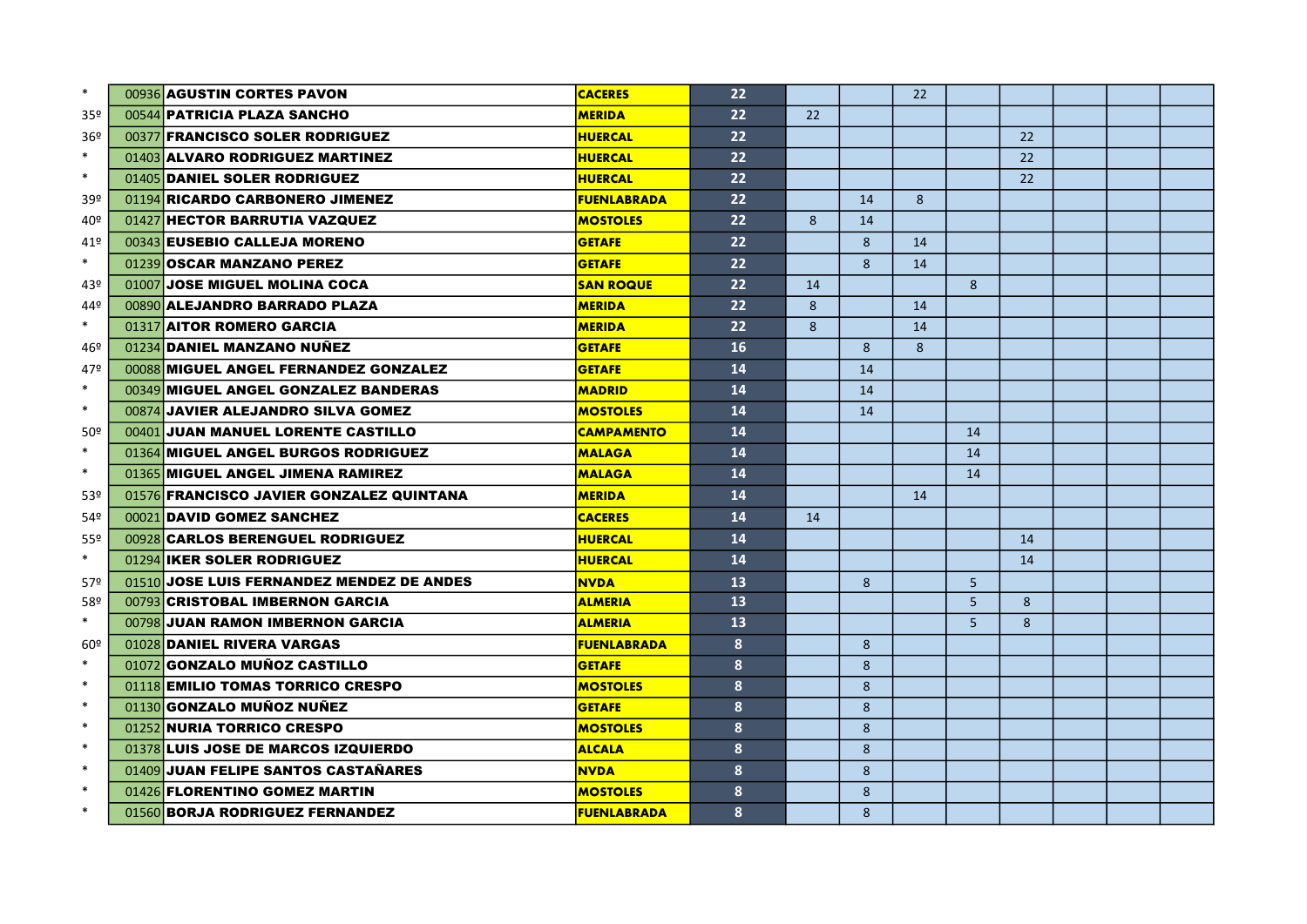| | | | | | | | | | | | | | |
|---|---|---|---|---|---|---|---|---|---|---|---|---|---|
| * | 00936 | **AGUSTIN CORTES PAVON** | **CACERES** | **22** | | | 22 | | | | | | |
| 35º | 00544 | **PATRICIA PLAZA SANCHO** | **MERIDA** | **22** | 22 | | | | | | | | |
| 36º | 00377 | **FRANCISCO SOLER RODRIGUEZ** | **HUERCAL** | **22** | | | | | 22 | | | | |
| * | 01403 | **ALVARO RODRIGUEZ MARTINEZ** | **HUERCAL** | **22** | | | | | 22 | | | | |
| * | 01405 | **DANIEL SOLER RODRIGUEZ** | **HUERCAL** | **22** | | | | | 22 | | | | |
| 39º | 01194 | **RICARDO CARBONERO JIMENEZ** | **FUENLABRADA** | **22** | | 14 | 8 | | | | | | |
| 40º | 01427 | **HECTOR BARRUTIA VAZQUEZ** | **MOSTOLES** | **22** | 8 | 14 | | | | | | | |
| 41º | 00343 | **EUSEBIO CALLEJA MORENO** | **GETAFE** | **22** | | 8 | 14 | | | | | | |
| * | 01239 | **OSCAR MANZANO PEREZ** | **GETAFE** | **22** | | 8 | 14 | | | | | | |
| 43º | 01007 | **JOSE MIGUEL MOLINA COCA** | **SAN ROQUE** | **22** | 14 | | | 8 | | | | | |
| 44º | 00890 | **ALEJANDRO BARRADO PLAZA** | **MERIDA** | **22** | 8 | | 14 | | | | | | |
| * | 01317 | **AITOR ROMERO GARCIA** | **MERIDA** | **22** | 8 | | 14 | | | | | | |
| 46º | 01234 | **DANIEL MANZANO NUÑEZ** | **GETAFE** | **16** | | 8 | 8 | | | | | | |
| 47º | 00088 | **MIGUEL ANGEL FERNANDEZ GONZALEZ** | **GETAFE** | **14** | | 14 | | | | | | | |
| * | 00349 | **MIGUEL ANGEL GONZALEZ BANDERAS** | **MADRID** | **14** | | 14 | | | | | | | |
| * | 00874 | **JAVIER ALEJANDRO SILVA GOMEZ** | **MOSTOLES** | **14** | | 14 | | | | | | | |
| 50º | 00401 | **JUAN MANUEL LORENTE CASTILLO** | **CAMPAMENTO** | **14** | | | | 14 | | | | | |
| * | 01364 | **MIGUEL ANGEL BURGOS RODRIGUEZ** | **MALAGA** | **14** | | | | 14 | | | | | |
| * | 01365 | **MIGUEL ANGEL JIMENA RAMIREZ** | **MALAGA** | **14** | | | | 14 | | | | | |
| 53º | 01576 | **FRANCISCO JAVIER GONZALEZ QUINTANA** | **MERIDA** | **14** | | | 14 | | | | | | |
| 54º | 00021 | **DAVID GOMEZ SANCHEZ** | **CACERES** | **14** | 14 | | | | | | | | |
| 55º | 00928 | **CARLOS BERENGUEL RODRIGUEZ** | **HUERCAL** | **14** | | | | | 14 | | | | |
| * | 01294 | **IKER SOLER RODRIGUEZ** | **HUERCAL** | **14** | | | | | 14 | | | | |
| 57º | 01510 | **JOSE LUIS FERNANDEZ MENDEZ DE ANDES** | **NVDA** | **13** | | 8 | | 5 | | | | | |
| 58º | 00793 | **CRISTOBAL IMBERNON GARCIA** | **ALMERIA** | **13** | | | | 5 | 8 | | | | |
| * | 00798 | **JUAN RAMON IMBERNON GARCIA** | **ALMERIA** | **13** | | | | 5 | 8 | | | | |
| 60º | 01028 | **DANIEL RIVERA VARGAS** | **FUENLABRADA** | **8** | | 8 | | | | | | | |
| * | 01072 | **GONZALO MUÑOZ CASTILLO** | **GETAFE** | **8** | | 8 | | | | | | | |
| * | 01118 | **EMILIO TOMAS TORRICO CRESPO** | **MOSTOLES** | **8** | | 8 | | | | | | | |
| * | 01130 | **GONZALO MUÑOZ NUÑEZ** | **GETAFE** | **8** | | 8 | | | | | | | |
| * | 01252 | **NURIA TORRICO CRESPO** | **MOSTOLES** | **8** | | 8 | | | | | | | |
| * | 01378 | **LUIS JOSE DE MARCOS IZQUIERDO** | **ALCALA** | **8** | | 8 | | | | | | | |
| * | 01409 | **JUAN FELIPE SANTOS CASTAÑARES** | **NVDA** | **8** | | 8 | | | | | | | |
| * | 01426 | **FLORENTINO GOMEZ MARTIN** | **MOSTOLES** | **8** | | 8 | | | | | | | |
| * | 01560 | **BORJA RODRIGUEZ FERNANDEZ** | **FUENLABRADA** | **8** | | 8 | | | | | | | |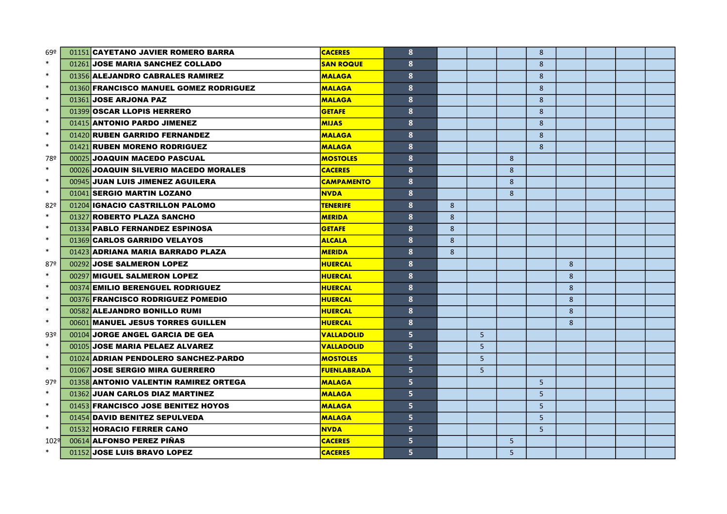| | | | | | | | | | | | | |
|---|---|---|---|---|---|---|---|---|---|---|---|---|
| 69º | 01151 | CAYETANO JAVIER ROMERO BARRA | CACERES | 8 | | | | 8 | | | | |
| * | 01261 | JOSE MARIA SANCHEZ COLLADO | SAN ROQUE | 8 | | | | 8 | | | | |
| * | 01356 | ALEJANDRO CABRALES RAMIREZ | MALAGA | 8 | | | | 8 | | | | |
| * | 01360 | FRANCISCO MANUEL GOMEZ RODRIGUEZ | MALAGA | 8 | | | | 8 | | | | |
| * | 01361 | JOSE ARJONA PAZ | MALAGA | 8 | | | | 8 | | | | |
| * | 01399 | OSCAR LLOPIS HERRERO | GETAFE | 8 | | | | 8 | | | | |
| * | 01415 | ANTONIO PARDO JIMENEZ | MIJAS | 8 | | | | 8 | | | | |
| * | 01420 | RUBEN GARRIDO FERNANDEZ | MALAGA | 8 | | | | 8 | | | | |
| * | 01421 | RUBEN MORENO RODRIGUEZ | MALAGA | 8 | | | | 8 | | | | |
| 78º | 00025 | JOAQUIN MACEDO PASCUAL | MOSTOLES | 8 | | | 8 | | | | | |
| * | 00026 | JOAQUIN SILVERIO MACEDO MORALES | CACERES | 8 | | | 8 | | | | | |
| * | 00945 | JUAN LUIS JIMENEZ AGUILERA | CAMPAMENTO | 8 | | | 8 | | | | | |
| * | 01041 | SERGIO MARTIN LOZANO | NVDA | 8 | | | 8 | | | | | |
| 82º | 01204 | IGNACIO CASTRILLON PALOMO | TENERIFE | 8 | 8 | | | | | | | |
| * | 01327 | ROBERTO PLAZA SANCHO | MERIDA | 8 | 8 | | | | | | | |
| * | 01334 | PABLO FERNANDEZ ESPINOSA | GETAFE | 8 | 8 | | | | | | | |
| * | 01369 | CARLOS GARRIDO VELAYOS | ALCALA | 8 | 8 | | | | | | | |
| * | 01423 | ADRIANA MARIA BARRADO PLAZA | MERIDA | 8 | 8 | | | | | | | |
| 87º | 00292 | JOSE SALMERON LOPEZ | HUERCAL | 8 | | | | | 8 | | | |
| * | 00297 | MIGUEL SALMERON LOPEZ | HUERCAL | 8 | | | | | 8 | | | |
| * | 00374 | EMILIO BERENGUEL RODRIGUEZ | HUERCAL | 8 | | | | | 8 | | | |
| * | 00376 | FRANCISCO RODRIGUEZ POMEDIO | HUERCAL | 8 | | | | | 8 | | | |
| * | 00582 | ALEJANDRO BONILLO RUMI | HUERCAL | 8 | | | | | 8 | | | |
| * | 00601 | MANUEL JESUS TORRES GUILLEN | HUERCAL | 8 | | | | | 8 | | | |
| 93º | 00104 | JORGE ANGEL GARCIA DE GEA | VALLADOLID | 5 | | 5 | | | | | | |
| * | 00105 | JOSE MARIA PELAEZ ALVAREZ | VALLADOLID | 5 | | 5 | | | | | | |
| * | 01024 | ADRIAN PENDOLERO SANCHEZ-PARDO | MOSTOLES | 5 | | 5 | | | | | | |
| * | 01067 | JOSE SERGIO MIRA GUERRERO | FUENLABRADA | 5 | | 5 | | | | | | |
| 97º | 01358 | ANTONIO VALENTIN RAMIREZ ORTEGA | MALAGA | 5 | | | | 5 | | | | |
| * | 01362 | JUAN CARLOS DIAZ MARTINEZ | MALAGA | 5 | | | | 5 | | | | |
| * | 01453 | FRANCISCO JOSE BENITEZ HOYOS | MALAGA | 5 | | | | 5 | | | | |
| * | 01454 | DAVID BENITEZ SEPULVEDA | MALAGA | 5 | | | | 5 | | | | |
| * | 01532 | HORACIO FERRER CANO | NVDA | 5 | | | | 5 | | | | |
| 102º | 00614 | ALFONSO PEREZ PIÑAS | CACERES | 5 | | | 5 | | | | | |
| * | 01152 | JOSE LUIS BRAVO LOPEZ | CACERES | 5 | | | 5 | | | | | |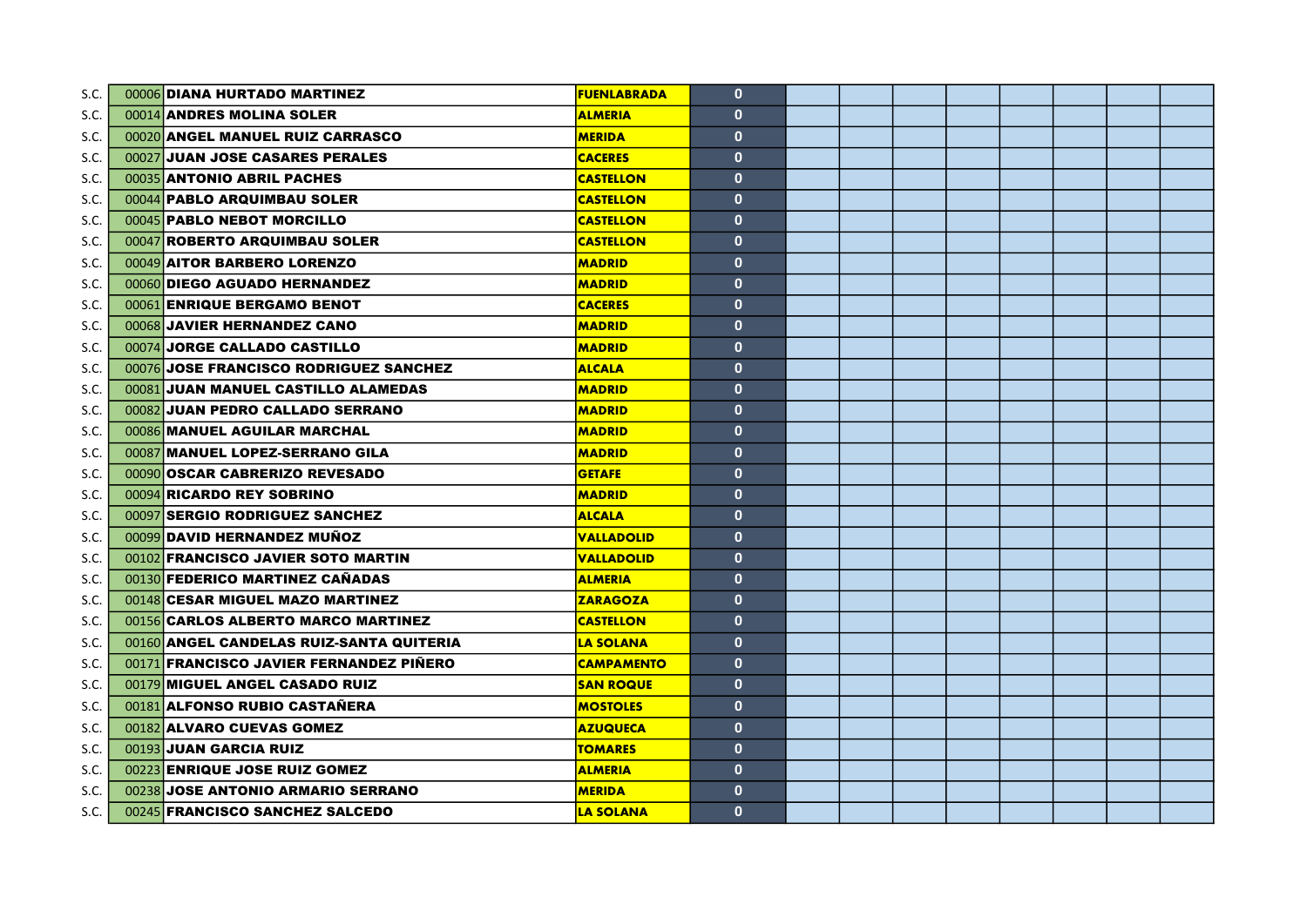| | | | | | | | | | | | | |
|---|---|---|---|---|---|---|---|---|---|---|---|---|
| S.C. | 00006 | DIANA HURTADO MARTINEZ | FUENLABRADA | 0 | | | | | | | | |
| S.C. | 00014 | ANDRES MOLINA SOLER | ALMERIA | 0 | | | | | | | | |
| S.C. | 00020 | ANGEL MANUEL RUIZ CARRASCO | MERIDA | 0 | | | | | | | | |
| S.C. | 00027 | JUAN JOSE CASARES PERALES | CACERES | 0 | | | | | | | | |
| S.C. | 00035 | ANTONIO ABRIL PACHES | CASTELLON | 0 | | | | | | | | |
| S.C. | 00044 | PABLO ARQUIMBAU SOLER | CASTELLON | 0 | | | | | | | | |
| S.C. | 00045 | PABLO NEBOT MORCILLO | CASTELLON | 0 | | | | | | | | |
| S.C. | 00047 | ROBERTO ARQUIMBAU SOLER | CASTELLON | 0 | | | | | | | | |
| S.C. | 00049 | AITOR BARBERO LORENZO | MADRID | 0 | | | | | | | | |
| S.C. | 00060 | DIEGO AGUADO HERNANDEZ | MADRID | 0 | | | | | | | | |
| S.C. | 00061 | ENRIQUE BERGAMO BENOT | CACERES | 0 | | | | | | | | |
| S.C. | 00068 | JAVIER HERNANDEZ CANO | MADRID | 0 | | | | | | | | |
| S.C. | 00074 | JORGE CALLADO CASTILLO | MADRID | 0 | | | | | | | | |
| S.C. | 00076 | JOSE FRANCISCO RODRIGUEZ SANCHEZ | ALCALA | 0 | | | | | | | | |
| S.C. | 00081 | JUAN MANUEL CASTILLO ALAMEDAS | MADRID | 0 | | | | | | | | |
| S.C. | 00082 | JUAN PEDRO CALLADO SERRANO | MADRID | 0 | | | | | | | | |
| S.C. | 00086 | MANUEL AGUILAR MARCHAL | MADRID | 0 | | | | | | | | |
| S.C. | 00087 | MANUEL LOPEZ-SERRANO GILA | MADRID | 0 | | | | | | | | |
| S.C. | 00090 | OSCAR CABRERIZO REVESADO | GETAFE | 0 | | | | | | | | |
| S.C. | 00094 | RICARDO REY SOBRINO | MADRID | 0 | | | | | | | | |
| S.C. | 00097 | SERGIO RODRIGUEZ SANCHEZ | ALCALA | 0 | | | | | | | | |
| S.C. | 00099 | DAVID HERNANDEZ MUÑOZ | VALLADOLID | 0 | | | | | | | | |
| S.C. | 00102 | FRANCISCO JAVIER SOTO MARTIN | VALLADOLID | 0 | | | | | | | | |
| S.C. | 00130 | FEDERICO MARTINEZ CAÑADAS | ALMERIA | 0 | | | | | | | | |
| S.C. | 00148 | CESAR MIGUEL MAZO MARTINEZ | ZARAGOZA | 0 | | | | | | | | |
| S.C. | 00156 | CARLOS ALBERTO MARCO MARTINEZ | CASTELLON | 0 | | | | | | | | |
| S.C. | 00160 | ANGEL CANDELAS RUIZ-SANTA QUITERIA | LA SOLANA | 0 | | | | | | | | |
| S.C. | 00171 | FRANCISCO JAVIER FERNANDEZ PIÑERO | CAMPAMENTO | 0 | | | | | | | | |
| S.C. | 00179 | MIGUEL ANGEL CASADO RUIZ | SAN ROQUE | 0 | | | | | | | | |
| S.C. | 00181 | ALFONSO RUBIO CASTAÑERA | MOSTOLES | 0 | | | | | | | | |
| S.C. | 00182 | ALVARO CUEVAS GOMEZ | AZUQUECA | 0 | | | | | | | | |
| S.C. | 00193 | JUAN GARCIA RUIZ | TOMARES | 0 | | | | | | | | |
| S.C. | 00223 | ENRIQUE JOSE RUIZ GOMEZ | ALMERIA | 0 | | | | | | | | |
| S.C. | 00238 | JOSE ANTONIO ARMARIO SERRANO | MERIDA | 0 | | | | | | | | |
| S.C. | 00245 | FRANCISCO SANCHEZ SALCEDO | LA SOLANA | 0 | | | | | | | | |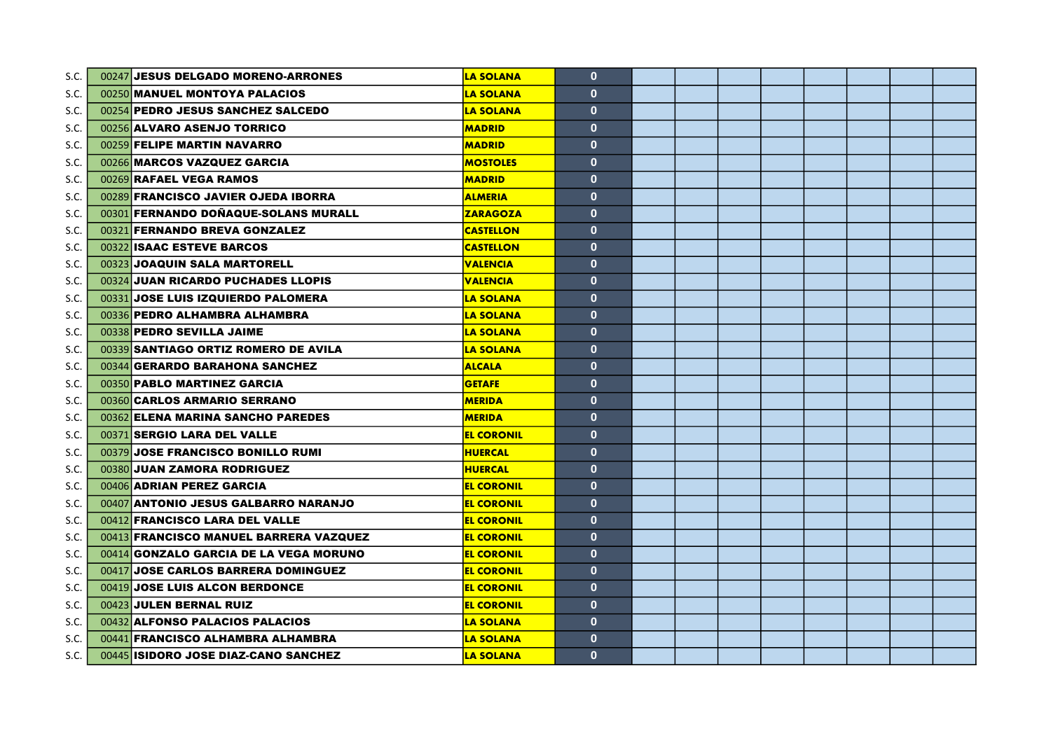| | | | | | | | | | | | | |
|---|---|---|---|---|---|---|---|---|---|---|---|---|
| S.C. | 00247 | JESUS DELGADO MORENO-ARRONES | LA SOLANA | 0 | | | | | | | | |
| S.C. | 00250 | MANUEL MONTOYA PALACIOS | LA SOLANA | 0 | | | | | | | | |
| S.C. | 00254 | PEDRO JESUS SANCHEZ SALCEDO | LA SOLANA | 0 | | | | | | | | |
| S.C. | 00256 | ALVARO ASENJO TORRICO | MADRID | 0 | | | | | | | | |
| S.C. | 00259 | FELIPE MARTIN NAVARRO | MADRID | 0 | | | | | | | | |
| S.C. | 00266 | MARCOS VAZQUEZ GARCIA | MOSTOLES | 0 | | | | | | | | |
| S.C. | 00269 | RAFAEL VEGA RAMOS | MADRID | 0 | | | | | | | | |
| S.C. | 00289 | FRANCISCO JAVIER OJEDA IBORRA | ALMERIA | 0 | | | | | | | | |
| S.C. | 00301 | FERNANDO DOÑAQUE-SOLANS MURALL | ZARAGOZA | 0 | | | | | | | | |
| S.C. | 00321 | FERNANDO BREVA GONZALEZ | CASTELLON | 0 | | | | | | | | |
| S.C. | 00322 | ISAAC ESTEVE BARCOS | CASTELLON | 0 | | | | | | | | |
| S.C. | 00323 | JOAQUIN SALA MARTORELL | VALENCIA | 0 | | | | | | | | |
| S.C. | 00324 | JUAN RICARDO PUCHADES LLOPIS | VALENCIA | 0 | | | | | | | | |
| S.C. | 00331 | JOSE LUIS IZQUIERDO PALOMERA | LA SOLANA | 0 | | | | | | | | |
| S.C. | 00336 | PEDRO ALHAMBRA ALHAMBRA | LA SOLANA | 0 | | | | | | | | |
| S.C. | 00338 | PEDRO SEVILLA JAIME | LA SOLANA | 0 | | | | | | | | |
| S.C. | 00339 | SANTIAGO ORTIZ ROMERO DE AVILA | LA SOLANA | 0 | | | | | | | | |
| S.C. | 00344 | GERARDO BARAHONA SANCHEZ | ALCALA | 0 | | | | | | | | |
| S.C. | 00350 | PABLO MARTINEZ GARCIA | GETAFE | 0 | | | | | | | | |
| S.C. | 00360 | CARLOS ARMARIO SERRANO | MERIDA | 0 | | | | | | | | |
| S.C. | 00362 | ELENA MARINA SANCHO PAREDES | MERIDA | 0 | | | | | | | | |
| S.C. | 00371 | SERGIO LARA DEL VALLE | EL CORONIL | 0 | | | | | | | | |
| S.C. | 00379 | JOSE FRANCISCO BONILLO RUMI | HUERCAL | 0 | | | | | | | | |
| S.C. | 00380 | JUAN ZAMORA RODRIGUEZ | HUERCAL | 0 | | | | | | | | |
| S.C. | 00406 | ADRIAN PEREZ GARCIA | EL CORONIL | 0 | | | | | | | | |
| S.C. | 00407 | ANTONIO JESUS GALBARRO NARANJO | EL CORONIL | 0 | | | | | | | | |
| S.C. | 00412 | FRANCISCO LARA DEL VALLE | EL CORONIL | 0 | | | | | | | | |
| S.C. | 00413 | FRANCISCO MANUEL BARRERA VAZQUEZ | EL CORONIL | 0 | | | | | | | | |
| S.C. | 00414 | GONZALO GARCIA DE LA VEGA MORUNO | EL CORONIL | 0 | | | | | | | | |
| S.C. | 00417 | JOSE CARLOS BARRERA DOMINGUEZ | EL CORONIL | 0 | | | | | | | | |
| S.C. | 00419 | JOSE LUIS ALCON BERDONCE | EL CORONIL | 0 | | | | | | | | |
| S.C. | 00423 | JULEN BERNAL RUIZ | EL CORONIL | 0 | | | | | | | | |
| S.C. | 00432 | ALFONSO PALACIOS PALACIOS | LA SOLANA | 0 | | | | | | | | |
| S.C. | 00441 | FRANCISCO ALHAMBRA ALHAMBRA | LA SOLANA | 0 | | | | | | | | |
| S.C. | 00445 | ISIDORO JOSE DIAZ-CANO SANCHEZ | LA SOLANA | 0 | | | | | | | | |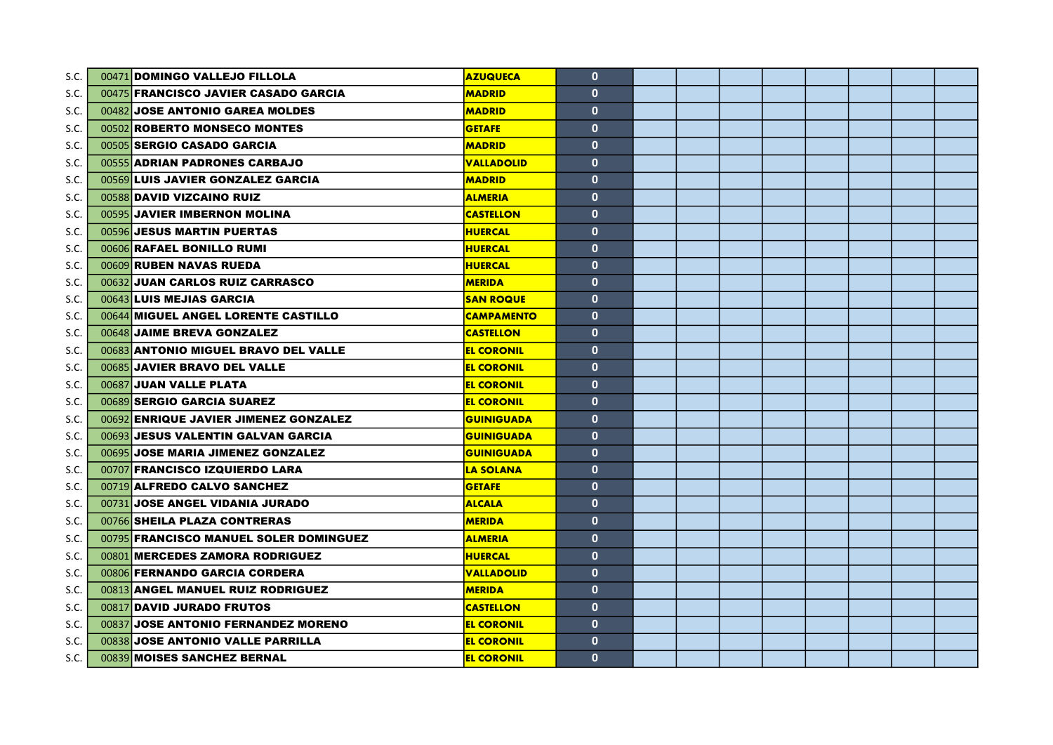| | | | | | | | | | | | | |
|---|---|---|---|---|---|---|---|---|---|---|---|---|
| S.C. | 00471 | DOMINGO VALLEJO FILLOLA | AZUQUECA | 0 | | | | | | | | |
| S.C. | 00475 | FRANCISCO JAVIER CASADO GARCIA | MADRID | 0 | | | | | | | | |
| S.C. | 00482 | JOSE ANTONIO GAREA MOLDES | MADRID | 0 | | | | | | | | |
| S.C. | 00502 | ROBERTO MONSECO MONTES | GETAFE | 0 | | | | | | | | |
| S.C. | 00505 | SERGIO CASADO GARCIA | MADRID | 0 | | | | | | | | |
| S.C. | 00555 | ADRIAN PADRONES CARBAJO | VALLADOLID | 0 | | | | | | | | |
| S.C. | 00569 | LUIS JAVIER GONZALEZ GARCIA | MADRID | 0 | | | | | | | | |
| S.C. | 00588 | DAVID VIZCAINO RUIZ | ALMERIA | 0 | | | | | | | | |
| S.C. | 00595 | JAVIER IMBERNON MOLINA | CASTELLON | 0 | | | | | | | | |
| S.C. | 00596 | JESUS MARTIN PUERTAS | HUERCAL | 0 | | | | | | | | |
| S.C. | 00606 | RAFAEL BONILLO RUMI | HUERCAL | 0 | | | | | | | | |
| S.C. | 00609 | RUBEN NAVAS RUEDA | HUERCAL | 0 | | | | | | | | |
| S.C. | 00632 | JUAN CARLOS RUIZ CARRASCO | MERIDA | 0 | | | | | | | | |
| S.C. | 00643 | LUIS MEJIAS GARCIA | SAN ROQUE | 0 | | | | | | | | |
| S.C. | 00644 | MIGUEL ANGEL LORENTE CASTILLO | CAMPAMENTO | 0 | | | | | | | | |
| S.C. | 00648 | JAIME BREVA GONZALEZ | CASTELLON | 0 | | | | | | | | |
| S.C. | 00683 | ANTONIO MIGUEL BRAVO DEL VALLE | EL CORONIL | 0 | | | | | | | | |
| S.C. | 00685 | JAVIER BRAVO DEL VALLE | EL CORONIL | 0 | | | | | | | | |
| S.C. | 00687 | JUAN VALLE PLATA | EL CORONIL | 0 | | | | | | | | |
| S.C. | 00689 | SERGIO GARCIA SUAREZ | EL CORONIL | 0 | | | | | | | | |
| S.C. | 00692 | ENRIQUE JAVIER JIMENEZ GONZALEZ | GUINIGUADA | 0 | | | | | | | | |
| S.C. | 00693 | JESUS VALENTIN GALVAN GARCIA | GUINIGUADA | 0 | | | | | | | | |
| S.C. | 00695 | JOSE MARIA JIMENEZ GONZALEZ | GUINIGUADA | 0 | | | | | | | | |
| S.C. | 00707 | FRANCISCO IZQUIERDO LARA | LA SOLANA | 0 | | | | | | | | |
| S.C. | 00719 | ALFREDO CALVO SANCHEZ | GETAFE | 0 | | | | | | | | |
| S.C. | 00731 | JOSE ANGEL VIDANIA JURADO | ALCALA | 0 | | | | | | | | |
| S.C. | 00766 | SHEILA PLAZA CONTRERAS | MERIDA | 0 | | | | | | | | |
| S.C. | 00795 | FRANCISCO MANUEL SOLER DOMINGUEZ | ALMERIA | 0 | | | | | | | | |
| S.C. | 00801 | MERCEDES ZAMORA RODRIGUEZ | HUERCAL | 0 | | | | | | | | |
| S.C. | 00806 | FERNANDO GARCIA CORDERA | VALLADOLID | 0 | | | | | | | | |
| S.C. | 00813 | ANGEL MANUEL RUIZ RODRIGUEZ | MERIDA | 0 | | | | | | | | |
| S.C. | 00817 | DAVID JURADO FRUTOS | CASTELLON | 0 | | | | | | | | |
| S.C. | 00837 | JOSE ANTONIO FERNANDEZ MORENO | EL CORONIL | 0 | | | | | | | | |
| S.C. | 00838 | JOSE ANTONIO VALLE PARRILLA | EL CORONIL | 0 | | | | | | | | |
| S.C. | 00839 | MOISES SANCHEZ BERNAL | EL CORONIL | 0 | | | | | | | | |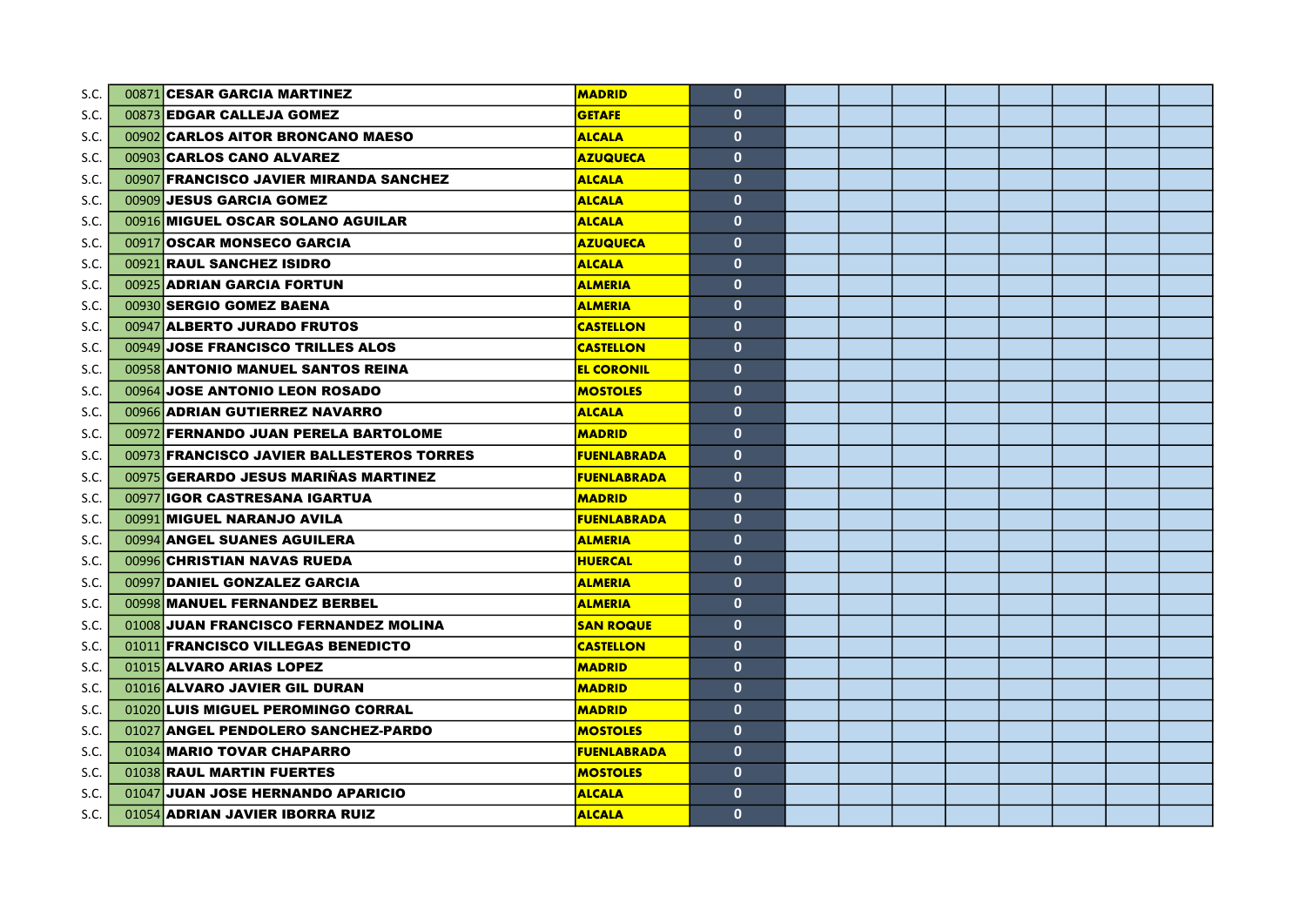| | | | | | | | | | | | | |
|---|---|---|---|---|---|---|---|---|---|---|---|---|
| S.C. | 00871 | **CESAR GARCIA MARTINEZ** | **MADRID** | 0 | | | | | | | | |
| S.C. | 00873 | **EDGAR CALLEJA GOMEZ** | **GETAFE** | 0 | | | | | | | | |
| S.C. | 00902 | **CARLOS AITOR BRONCANO MAESO** | **ALCALA** | 0 | | | | | | | | |
| S.C. | 00903 | **CARLOS CANO ALVAREZ** | **AZUQUECA** | 0 | | | | | | | | |
| S.C. | 00907 | **FRANCISCO JAVIER MIRANDA SANCHEZ** | **ALCALA** | 0 | | | | | | | | |
| S.C. | 00909 | **JESUS GARCIA GOMEZ** | **ALCALA** | 0 | | | | | | | | |
| S.C. | 00916 | **MIGUEL OSCAR SOLANO AGUILAR** | **ALCALA** | 0 | | | | | | | | |
| S.C. | 00917 | **OSCAR MONSECO GARCIA** | **AZUQUECA** | 0 | | | | | | | | |
| S.C. | 00921 | **RAUL SANCHEZ ISIDRO** | **ALCALA** | 0 | | | | | | | | |
| S.C. | 00925 | **ADRIAN GARCIA FORTUN** | **ALMERIA** | 0 | | | | | | | | |
| S.C. | 00930 | **SERGIO GOMEZ BAENA** | **ALMERIA** | 0 | | | | | | | | |
| S.C. | 00947 | **ALBERTO JURADO FRUTOS** | **CASTELLON** | 0 | | | | | | | | |
| S.C. | 00949 | **JOSE FRANCISCO TRILLES ALOS** | **CASTELLON** | 0 | | | | | | | | |
| S.C. | 00958 | **ANTONIO MANUEL SANTOS REINA** | **EL CORONIL** | 0 | | | | | | | | |
| S.C. | 00964 | **JOSE ANTONIO LEON ROSADO** | **MOSTOLES** | 0 | | | | | | | | |
| S.C. | 00966 | **ADRIAN GUTIERREZ NAVARRO** | **ALCALA** | 0 | | | | | | | | |
| S.C. | 00972 | **FERNANDO JUAN PERELA BARTOLOME** | **MADRID** | 0 | | | | | | | | |
| S.C. | 00973 | **FRANCISCO JAVIER BALLESTEROS TORRES** | **FUENLABRADA** | 0 | | | | | | | | |
| S.C. | 00975 | **GERARDO JESUS MARIÑAS MARTINEZ** | **FUENLABRADA** | 0 | | | | | | | | |
| S.C. | 00977 | **IGOR CASTRESANA IGARTUA** | **MADRID** | 0 | | | | | | | | |
| S.C. | 00991 | **MIGUEL NARANJO AVILA** | **FUENLABRADA** | 0 | | | | | | | | |
| S.C. | 00994 | **ANGEL SUANES AGUILERA** | **ALMERIA** | 0 | | | | | | | | |
| S.C. | 00996 | **CHRISTIAN NAVAS RUEDA** | **HUERCAL** | 0 | | | | | | | | |
| S.C. | 00997 | **DANIEL GONZALEZ GARCIA** | **ALMERIA** | 0 | | | | | | | | |
| S.C. | 00998 | **MANUEL FERNANDEZ BERBEL** | **ALMERIA** | 0 | | | | | | | | |
| S.C. | 01008 | **JUAN FRANCISCO FERNANDEZ MOLINA** | **SAN ROQUE** | 0 | | | | | | | | |
| S.C. | 01011 | **FRANCISCO VILLEGAS BENEDICTO** | **CASTELLON** | 0 | | | | | | | | |
| S.C. | 01015 | **ALVARO ARIAS LOPEZ** | **MADRID** | 0 | | | | | | | | |
| S.C. | 01016 | **ALVARO JAVIER GIL DURAN** | **MADRID** | 0 | | | | | | | | |
| S.C. | 01020 | **LUIS MIGUEL PEROMINGO CORRAL** | **MADRID** | 0 | | | | | | | | |
| S.C. | 01027 | **ANGEL PENDOLERO SANCHEZ-PARDO** | **MOSTOLES** | 0 | | | | | | | | |
| S.C. | 01034 | **MARIO TOVAR CHAPARRO** | **FUENLABRADA** | 0 | | | | | | | | |
| S.C. | 01038 | **RAUL MARTIN FUERTES** | **MOSTOLES** | 0 | | | | | | | | |
| S.C. | 01047 | **JUAN JOSE HERNANDO APARICIO** | **ALCALA** | 0 | | | | | | | | |
| S.C. | 01054 | **ADRIAN JAVIER IBORRA RUIZ** | **ALCALA** | 0 | | | | | | | | |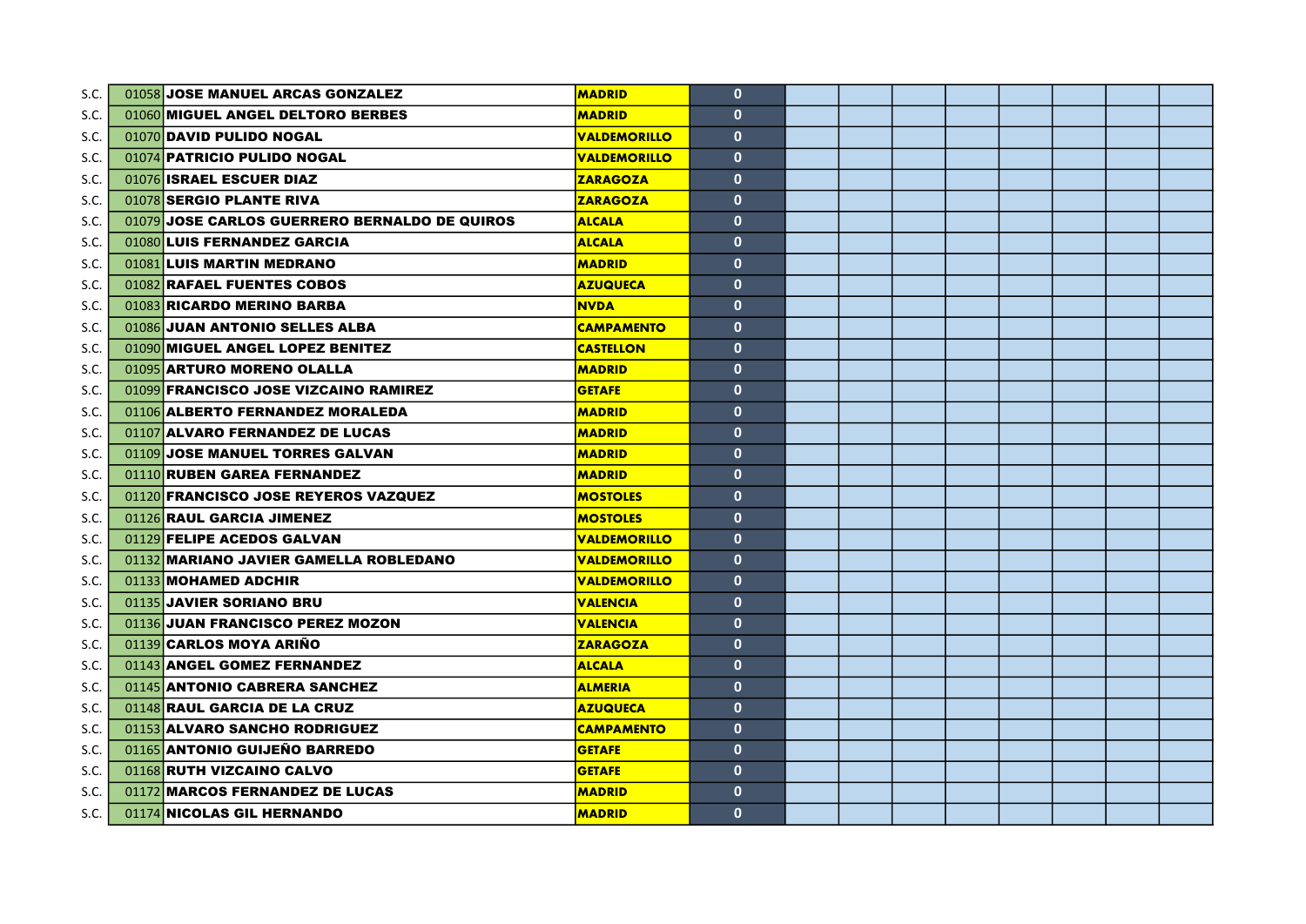| | | | | | | | | | | | | | |
|---|---|---|---|---|---|---|---|---|---|---|---|---|---|
| S.C. | 01058 | **JOSE MANUEL ARCAS GONZALEZ** | **MADRID** | 0 | | | | | | | | | |
| S.C. | 01060 | **MIGUEL ANGEL DELTORO BERBES** | **MADRID** | 0 | | | | | | | | | |
| S.C. | 01070 | **DAVID PULIDO NOGAL** | **VALDEMORILLO** | 0 | | | | | | | | | |
| S.C. | 01074 | **PATRICIO PULIDO NOGAL** | **VALDEMORILLO** | 0 | | | | | | | | | |
| S.C. | 01076 | **ISRAEL ESCUER DIAZ** | **ZARAGOZA** | 0 | | | | | | | | | |
| S.C. | 01078 | **SERGIO PLANTE RIVA** | **ZARAGOZA** | 0 | | | | | | | | | |
| S.C. | 01079 | **JOSE CARLOS GUERRERO BERNALDO DE QUIROS** | **ALCALA** | 0 | | | | | | | | | |
| S.C. | 01080 | **LUIS FERNANDEZ GARCIA** | **ALCALA** | 0 | | | | | | | | | |
| S.C. | 01081 | **LUIS MARTIN MEDRANO** | **MADRID** | 0 | | | | | | | | | |
| S.C. | 01082 | **RAFAEL FUENTES COBOS** | **AZUQUECA** | 0 | | | | | | | | | |
| S.C. | 01083 | **RICARDO MERINO BARBA** | **NVDA** | 0 | | | | | | | | | |
| S.C. | 01086 | **JUAN ANTONIO SELLES ALBA** | **CAMPAMENTO** | 0 | | | | | | | | | |
| S.C. | 01090 | **MIGUEL ANGEL LOPEZ BENITEZ** | **CASTELLON** | 0 | | | | | | | | | |
| S.C. | 01095 | **ARTURO MORENO OLALLA** | **MADRID** | 0 | | | | | | | | | |
| S.C. | 01099 | **FRANCISCO JOSE VIZCAINO RAMIREZ** | **GETAFE** | 0 | | | | | | | | | |
| S.C. | 01106 | **ALBERTO FERNANDEZ MORALEDA** | **MADRID** | 0 | | | | | | | | | |
| S.C. | 01107 | **ALVARO FERNANDEZ DE LUCAS** | **MADRID** | 0 | | | | | | | | | |
| S.C. | 01109 | **JOSE MANUEL TORRES GALVAN** | **MADRID** | 0 | | | | | | | | | |
| S.C. | 01110 | **RUBEN GAREA FERNANDEZ** | **MADRID** | 0 | | | | | | | | | |
| S.C. | 01120 | **FRANCISCO JOSE REYEROS VAZQUEZ** | **MOSTOLES** | 0 | | | | | | | | | |
| S.C. | 01126 | **RAUL GARCIA JIMENEZ** | **MOSTOLES** | 0 | | | | | | | | | |
| S.C. | 01129 | **FELIPE ACEDOS GALVAN** | **VALDEMORILLO** | 0 | | | | | | | | | |
| S.C. | 01132 | **MARIANO JAVIER GAMELLA ROBLEDANO** | **VALDEMORILLO** | 0 | | | | | | | | | |
| S.C. | 01133 | **MOHAMED ADCHIR** | **VALDEMORILLO** | 0 | | | | | | | | | |
| S.C. | 01135 | **JAVIER SORIANO BRU** | **VALENCIA** | 0 | | | | | | | | | |
| S.C. | 01136 | **JUAN FRANCISCO PEREZ MOZON** | **VALENCIA** | 0 | | | | | | | | | |
| S.C. | 01139 | **CARLOS MOYA ARIÑO** | **ZARAGOZA** | 0 | | | | | | | | | |
| S.C. | 01143 | **ANGEL GOMEZ FERNANDEZ** | **ALCALA** | 0 | | | | | | | | | |
| S.C. | 01145 | **ANTONIO CABRERA SANCHEZ** | **ALMERIA** | 0 | | | | | | | | | |
| S.C. | 01148 | **RAUL GARCIA DE LA CRUZ** | **AZUQUECA** | 0 | | | | | | | | | |
| S.C. | 01153 | **ALVARO SANCHO RODRIGUEZ** | **CAMPAMENTO** | 0 | | | | | | | | | |
| S.C. | 01165 | **ANTONIO GUIJEÑO BARREDO** | **GETAFE** | 0 | | | | | | | | | |
| S.C. | 01168 | **RUTH VIZCAINO CALVO** | **GETAFE** | 0 | | | | | | | | | |
| S.C. | 01172 | **MARCOS FERNANDEZ DE LUCAS** | **MADRID** | 0 | | | | | | | | | |
| S.C. | 01174 | **NICOLAS GIL HERNANDO** | **MADRID** | 0 | | | | | | | | | |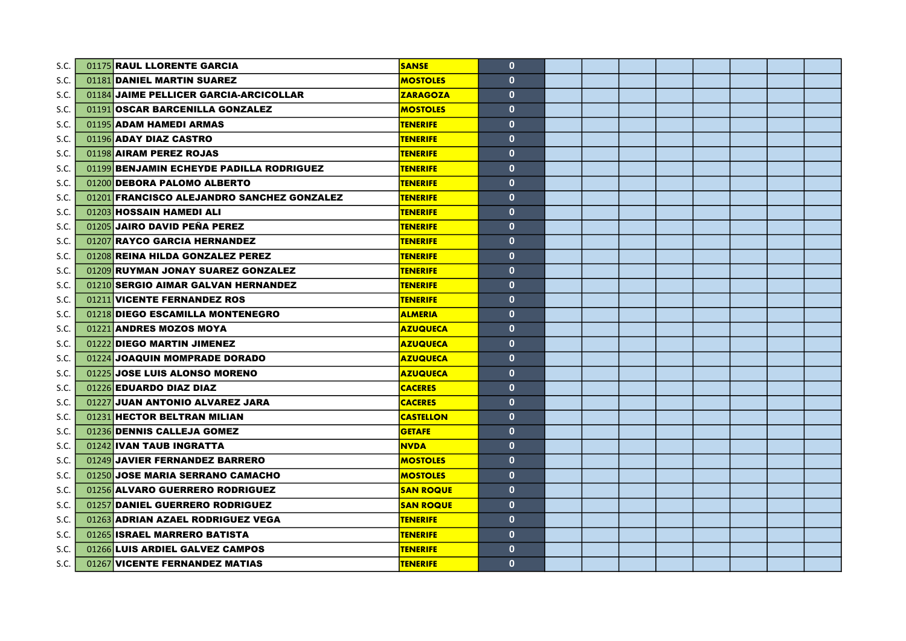| | | | | | | | | | | | | |
|---|---|---|---|---|---|---|---|---|---|---|---|---|
| S.C. | 01175 | RAUL LLORENTE GARCIA | SANSE | 0 | | | | | | | | |
| S.C. | 01181 | DANIEL MARTIN SUAREZ | MOSTOLES | 0 | | | | | | | | |
| S.C. | 01184 | JAIME PELLICER GARCIA-ARCICOLLAR | ZARAGOZA | 0 | | | | | | | | |
| S.C. | 01191 | OSCAR BARCENILLA GONZALEZ | MOSTOLES | 0 | | | | | | | | |
| S.C. | 01195 | ADAM HAMEDI ARMAS | TENERIFE | 0 | | | | | | | | |
| S.C. | 01196 | ADAY DIAZ CASTRO | TENERIFE | 0 | | | | | | | | |
| S.C. | 01198 | AIRAM PEREZ ROJAS | TENERIFE | 0 | | | | | | | | |
| S.C. | 01199 | BENJAMIN ECHEYDE PADILLA RODRIGUEZ | TENERIFE | 0 | | | | | | | | |
| S.C. | 01200 | DEBORA PALOMO ALBERTO | TENERIFE | 0 | | | | | | | | |
| S.C. | 01201 | FRANCISCO ALEJANDRO SANCHEZ GONZALEZ | TENERIFE | 0 | | | | | | | | |
| S.C. | 01203 | HOSSAIN HAMEDI ALI | TENERIFE | 0 | | | | | | | | |
| S.C. | 01205 | JAIRO DAVID PEÑA PEREZ | TENERIFE | 0 | | | | | | | | |
| S.C. | 01207 | RAYCO GARCIA HERNANDEZ | TENERIFE | 0 | | | | | | | | |
| S.C. | 01208 | REINA HILDA GONZALEZ PEREZ | TENERIFE | 0 | | | | | | | | |
| S.C. | 01209 | RUYMAN JONAY SUAREZ GONZALEZ | TENERIFE | 0 | | | | | | | | |
| S.C. | 01210 | SERGIO AIMAR GALVAN HERNANDEZ | TENERIFE | 0 | | | | | | | | |
| S.C. | 01211 | VICENTE FERNANDEZ ROS | TENERIFE | 0 | | | | | | | | |
| S.C. | 01218 | DIEGO ESCAMILLA MONTENEGRO | ALMERIA | 0 | | | | | | | | |
| S.C. | 01221 | ANDRES MOZOS MOYA | AZUQUECA | 0 | | | | | | | | |
| S.C. | 01222 | DIEGO MARTIN JIMENEZ | AZUQUECA | 0 | | | | | | | | |
| S.C. | 01224 | JOAQUIN MOMPRADE DORADO | AZUQUECA | 0 | | | | | | | | |
| S.C. | 01225 | JOSE LUIS ALONSO MORENO | AZUQUECA | 0 | | | | | | | | |
| S.C. | 01226 | EDUARDO DIAZ DIAZ | CACERES | 0 | | | | | | | | |
| S.C. | 01227 | JUAN ANTONIO ALVAREZ JARA | CACERES | 0 | | | | | | | | |
| S.C. | 01231 | HECTOR BELTRAN MILIAN | CASTELLON | 0 | | | | | | | | |
| S.C. | 01236 | DENNIS CALLEJA GOMEZ | GETAFE | 0 | | | | | | | | |
| S.C. | 01242 | IVAN TAUB INGRATTA | NVDA | 0 | | | | | | | | |
| S.C. | 01249 | JAVIER FERNANDEZ BARRERO | MOSTOLES | 0 | | | | | | | | |
| S.C. | 01250 | JOSE MARIA SERRANO CAMACHO | MOSTOLES | 0 | | | | | | | | |
| S.C. | 01256 | ALVARO GUERRERO RODRIGUEZ | SAN ROQUE | 0 | | | | | | | | |
| S.C. | 01257 | DANIEL GUERRERO RODRIGUEZ | SAN ROQUE | 0 | | | | | | | | |
| S.C. | 01263 | ADRIAN AZAEL RODRIGUEZ VEGA | TENERIFE | 0 | | | | | | | | |
| S.C. | 01265 | ISRAEL MARRERO BATISTA | TENERIFE | 0 | | | | | | | | |
| S.C. | 01266 | LUIS ARDIEL GALVEZ CAMPOS | TENERIFE | 0 | | | | | | | | |
| S.C. | 01267 | VICENTE FERNANDEZ MATIAS | TENERIFE | 0 | | | | | | | | |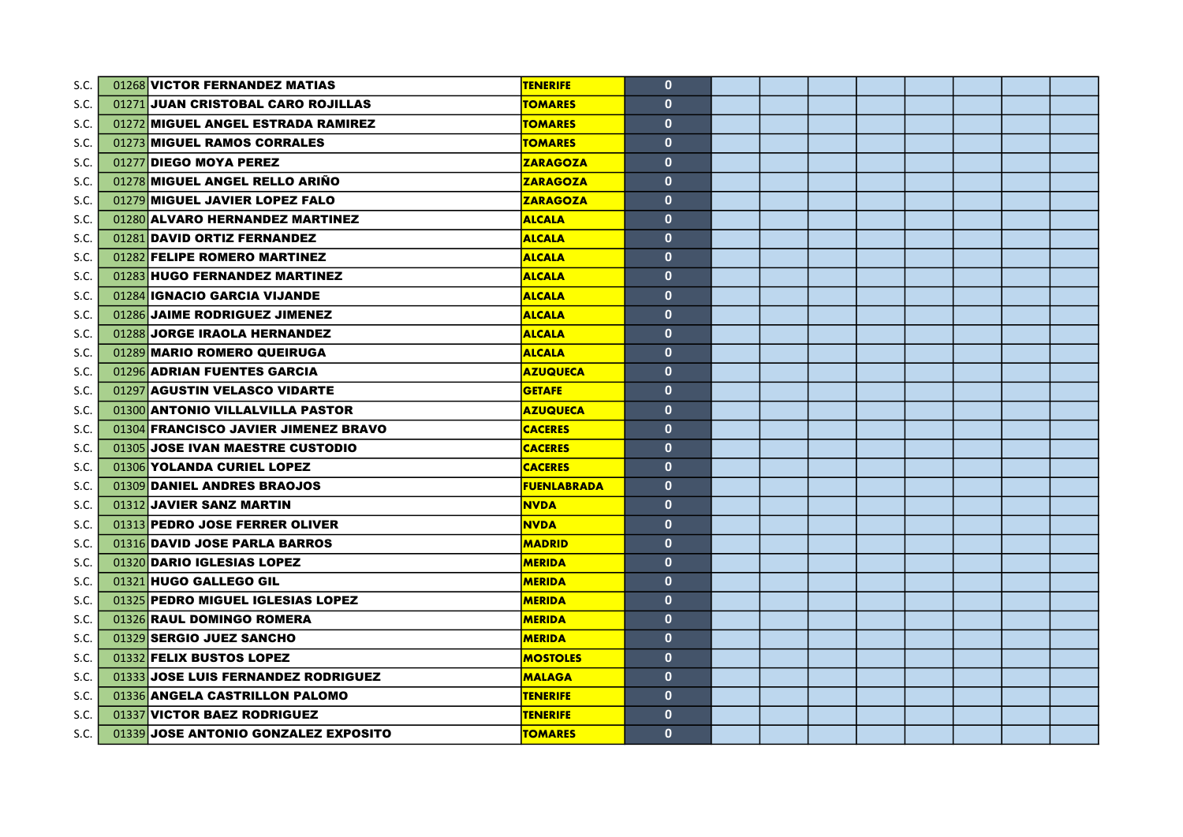| | | | | | | | | | | | | |
|---|---|---|---|---|---|---|---|---|---|---|---|---|
| S.C. | 01268 | **VICTOR FERNANDEZ MATIAS** | **TENERIFE** | **0** | | | | | | | | |
| S.C. | 01271 | **JUAN CRISTOBAL CARO ROJILLAS** | **TOMARES** | **0** | | | | | | | | |
| S.C. | 01272 | **MIGUEL ANGEL ESTRADA RAMIREZ** | **TOMARES** | **0** | | | | | | | | |
| S.C. | 01273 | **MIGUEL RAMOS CORRALES** | **TOMARES** | **0** | | | | | | | | |
| S.C. | 01277 | **DIEGO MOYA PEREZ** | **ZARAGOZA** | **0** | | | | | | | | |
| S.C. | 01278 | **MIGUEL ANGEL RELLO ARIÑO** | **ZARAGOZA** | **0** | | | | | | | | |
| S.C. | 01279 | **MIGUEL JAVIER LOPEZ FALO** | **ZARAGOZA** | **0** | | | | | | | | |
| S.C. | 01280 | **ALVARO HERNANDEZ MARTINEZ** | **ALCALA** | **0** | | | | | | | | |
| S.C. | 01281 | **DAVID ORTIZ FERNANDEZ** | **ALCALA** | **0** | | | | | | | | |
| S.C. | 01282 | **FELIPE ROMERO MARTINEZ** | **ALCALA** | **0** | | | | | | | | |
| S.C. | 01283 | **HUGO FERNANDEZ MARTINEZ** | **ALCALA** | **0** | | | | | | | | |
| S.C. | 01284 | **IGNACIO GARCIA VIJANDE** | **ALCALA** | **0** | | | | | | | | |
| S.C. | 01286 | **JAIME RODRIGUEZ JIMENEZ** | **ALCALA** | **0** | | | | | | | | |
| S.C. | 01288 | **JORGE IRAOLA HERNANDEZ** | **ALCALA** | **0** | | | | | | | | |
| S.C. | 01289 | **MARIO ROMERO QUEIRUGA** | **ALCALA** | **0** | | | | | | | | |
| S.C. | 01296 | **ADRIAN FUENTES GARCIA** | **AZUQUECA** | **0** | | | | | | | | |
| S.C. | 01297 | **AGUSTIN VELASCO VIDARTE** | **GETAFE** | **0** | | | | | | | | |
| S.C. | 01300 | **ANTONIO VILLALVILLA PASTOR** | **AZUQUECA** | **0** | | | | | | | | |
| S.C. | 01304 | **FRANCISCO JAVIER JIMENEZ BRAVO** | **CACERES** | **0** | | | | | | | | |
| S.C. | 01305 | **JOSE IVAN MAESTRE CUSTODIO** | **CACERES** | **0** | | | | | | | | |
| S.C. | 01306 | **YOLANDA CURIEL LOPEZ** | **CACERES** | **0** | | | | | | | | |
| S.C. | 01309 | **DANIEL ANDRES BRAOJOS** | **FUENLABRADA** | **0** | | | | | | | | |
| S.C. | 01312 | **JAVIER SANZ MARTIN** | **NVDA** | **0** | | | | | | | | |
| S.C. | 01313 | **PEDRO JOSE FERRER OLIVER** | **NVDA** | **0** | | | | | | | | |
| S.C. | 01316 | **DAVID JOSE PARLA BARROS** | **MADRID** | **0** | | | | | | | | |
| S.C. | 01320 | **DARIO IGLESIAS LOPEZ** | **MERIDA** | **0** | | | | | | | | |
| S.C. | 01321 | **HUGO GALLEGO GIL** | **MERIDA** | **0** | | | | | | | | |
| S.C. | 01325 | **PEDRO MIGUEL IGLESIAS LOPEZ** | **MERIDA** | **0** | | | | | | | | |
| S.C. | 01326 | **RAUL DOMINGO ROMERA** | **MERIDA** | **0** | | | | | | | | |
| S.C. | 01329 | **SERGIO JUEZ SANCHO** | **MERIDA** | **0** | | | | | | | | |
| S.C. | 01332 | **FELIX BUSTOS LOPEZ** | **MOSTOLES** | **0** | | | | | | | | |
| S.C. | 01333 | **JOSE LUIS FERNANDEZ RODRIGUEZ** | **MALAGA** | **0** | | | | | | | | |
| S.C. | 01336 | **ANGELA CASTRILLON PALOMO** | **TENERIFE** | **0** | | | | | | | | |
| S.C. | 01337 | **VICTOR BAEZ RODRIGUEZ** | **TENERIFE** | **0** | | | | | | | | |
| S.C. | 01339 | **JOSE ANTONIO GONZALEZ EXPOSITO** | **TOMARES** | **0** | | | | | | | | |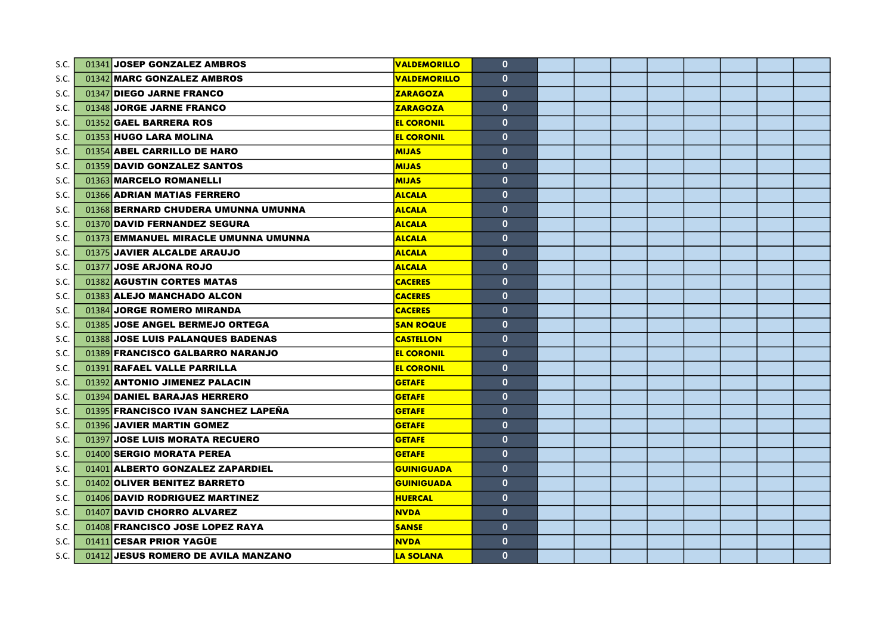| | | | | | | | | | | | | |
|---|---|---|---|---|---|---|---|---|---|---|---|---|
| S.C. | 01341 | JOSEP GONZALEZ AMBROS | VALDEMORILLO | 0 | | | | | | | | |
| S.C. | 01342 | MARC GONZALEZ AMBROS | VALDEMORILLO | 0 | | | | | | | | |
| S.C. | 01347 | DIEGO JARNE FRANCO | ZARAGOZA | 0 | | | | | | | | |
| S.C. | 01348 | JORGE JARNE FRANCO | ZARAGOZA | 0 | | | | | | | | |
| S.C. | 01352 | GAEL BARRERA ROS | EL CORONIL | 0 | | | | | | | | |
| S.C. | 01353 | HUGO LARA MOLINA | EL CORONIL | 0 | | | | | | | | |
| S.C. | 01354 | ABEL CARRILLO DE HARO | MIJAS | 0 | | | | | | | | |
| S.C. | 01359 | DAVID GONZALEZ SANTOS | MIJAS | 0 | | | | | | | | |
| S.C. | 01363 | MARCELO ROMANELLI | MIJAS | 0 | | | | | | | | |
| S.C. | 01366 | ADRIAN MATIAS FERRERO | ALCALA | 0 | | | | | | | | |
| S.C. | 01368 | BERNARD CHUDERA UMUNNA UMUNNA | ALCALA | 0 | | | | | | | | |
| S.C. | 01370 | DAVID FERNANDEZ SEGURA | ALCALA | 0 | | | | | | | | |
| S.C. | 01373 | EMMANUEL MIRACLE UMUNNA UMUNNA | ALCALA | 0 | | | | | | | | |
| S.C. | 01375 | JAVIER ALCALDE ARAUJO | ALCALA | 0 | | | | | | | | |
| S.C. | 01377 | JOSE ARJONA ROJO | ALCALA | 0 | | | | | | | | |
| S.C. | 01382 | AGUSTIN CORTES MATAS | CACERES | 0 | | | | | | | | |
| S.C. | 01383 | ALEJO MANCHADO ALCON | CACERES | 0 | | | | | | | | |
| S.C. | 01384 | JORGE ROMERO MIRANDA | CACERES | 0 | | | | | | | | |
| S.C. | 01385 | JOSE ANGEL BERMEJO ORTEGA | SAN ROQUE | 0 | | | | | | | | |
| S.C. | 01388 | JOSE LUIS PALANQUES BADENAS | CASTELLON | 0 | | | | | | | | |
| S.C. | 01389 | FRANCISCO GALBARRO NARANJO | EL CORONIL | 0 | | | | | | | | |
| S.C. | 01391 | RAFAEL VALLE PARRILLA | EL CORONIL | 0 | | | | | | | | |
| S.C. | 01392 | ANTONIO JIMENEZ PALACIN | GETAFE | 0 | | | | | | | | |
| S.C. | 01394 | DANIEL BARAJAS HERRERO | GETAFE | 0 | | | | | | | | |
| S.C. | 01395 | FRANCISCO IVAN SANCHEZ LAPEÑA | GETAFE | 0 | | | | | | | | |
| S.C. | 01396 | JAVIER MARTIN GOMEZ | GETAFE | 0 | | | | | | | | |
| S.C. | 01397 | JOSE LUIS MORATA RECUERO | GETAFE | 0 | | | | | | | | |
| S.C. | 01400 | SERGIO MORATA PEREA | GETAFE | 0 | | | | | | | | |
| S.C. | 01401 | ALBERTO GONZALEZ ZAPARDIEL | GUINIGUADA | 0 | | | | | | | | |
| S.C. | 01402 | OLIVER BENITEZ BARRETO | GUINIGUADA | 0 | | | | | | | | |
| S.C. | 01406 | DAVID RODRIGUEZ MARTINEZ | HUERCAL | 0 | | | | | | | | |
| S.C. | 01407 | DAVID CHORRO ALVAREZ | NVDA | 0 | | | | | | | | |
| S.C. | 01408 | FRANCISCO JOSE LOPEZ RAYA | SANSE | 0 | | | | | | | | |
| S.C. | 01411 | CESAR PRIOR YAGÜE | NVDA | 0 | | | | | | | | |
| S.C. | 01412 | JESUS ROMERO DE AVILA MANZANO | LA SOLANA | 0 | | | | | | | | |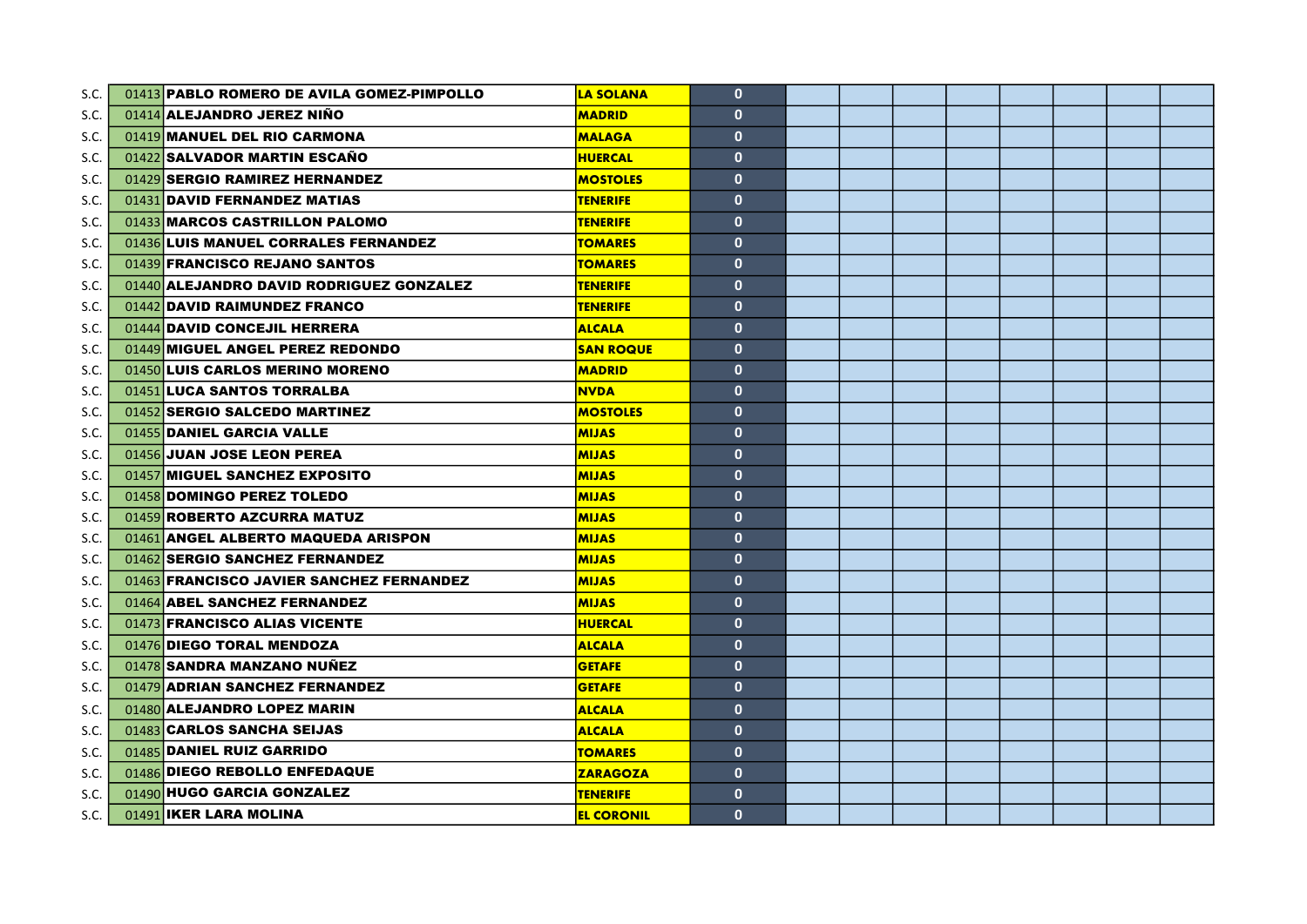| | | | | | | | | | | | | |
|---|---|---|---|---|---|---|---|---|---|---|---|---|
| S.C. | 01413 | **PABLO ROMERO DE AVILA GOMEZ-PIMPOLLO** | **LA SOLANA** | 0 | | | | | | | | |
| S.C. | 01414 | **ALEJANDRO JEREZ NIÑO** | **MADRID** | 0 | | | | | | | | |
| S.C. | 01419 | **MANUEL DEL RIO CARMONA** | **MALAGA** | 0 | | | | | | | | |
| S.C. | 01422 | **SALVADOR MARTIN ESCAÑO** | **HUERCAL** | 0 | | | | | | | | |
| S.C. | 01429 | **SERGIO RAMIREZ HERNANDEZ** | **MOSTOLES** | 0 | | | | | | | | |
| S.C. | 01431 | **DAVID FERNANDEZ MATIAS** | **TENERIFE** | 0 | | | | | | | | |
| S.C. | 01433 | **MARCOS CASTRILLON PALOMO** | **TENERIFE** | 0 | | | | | | | | |
| S.C. | 01436 | **LUIS MANUEL CORRALES FERNANDEZ** | **TOMARES** | 0 | | | | | | | | |
| S.C. | 01439 | **FRANCISCO REJANO SANTOS** | **TOMARES** | 0 | | | | | | | | |
| S.C. | 01440 | **ALEJANDRO DAVID RODRIGUEZ GONZALEZ** | **TENERIFE** | 0 | | | | | | | | |
| S.C. | 01442 | **DAVID RAIMUNDEZ FRANCO** | **TENERIFE** | 0 | | | | | | | | |
| S.C. | 01444 | **DAVID CONCEJIL HERRERA** | **ALCALA** | 0 | | | | | | | | |
| S.C. | 01449 | **MIGUEL ANGEL PEREZ REDONDO** | **SAN ROQUE** | 0 | | | | | | | | |
| S.C. | 01450 | **LUIS CARLOS MERINO MORENO** | **MADRID** | 0 | | | | | | | | |
| S.C. | 01451 | **LUCA SANTOS TORRALBA** | **NVDA** | 0 | | | | | | | | |
| S.C. | 01452 | **SERGIO SALCEDO MARTINEZ** | **MOSTOLES** | 0 | | | | | | | | |
| S.C. | 01455 | **DANIEL GARCIA VALLE** | **MIJAS** | 0 | | | | | | | | |
| S.C. | 01456 | **JUAN JOSE LEON PEREA** | **MIJAS** | 0 | | | | | | | | |
| S.C. | 01457 | **MIGUEL SANCHEZ EXPOSITO** | **MIJAS** | 0 | | | | | | | | |
| S.C. | 01458 | **DOMINGO PEREZ TOLEDO** | **MIJAS** | 0 | | | | | | | | |
| S.C. | 01459 | **ROBERTO AZCURRA MATUZ** | **MIJAS** | 0 | | | | | | | | |
| S.C. | 01461 | **ANGEL ALBERTO MAQUEDA ARISPON** | **MIJAS** | 0 | | | | | | | | |
| S.C. | 01462 | **SERGIO SANCHEZ FERNANDEZ** | **MIJAS** | 0 | | | | | | | | |
| S.C. | 01463 | **FRANCISCO JAVIER SANCHEZ FERNANDEZ** | **MIJAS** | 0 | | | | | | | | |
| S.C. | 01464 | **ABEL SANCHEZ FERNANDEZ** | **MIJAS** | 0 | | | | | | | | |
| S.C. | 01473 | **FRANCISCO ALIAS VICENTE** | **HUERCAL** | 0 | | | | | | | | |
| S.C. | 01476 | **DIEGO TORAL MENDOZA** | **ALCALA** | 0 | | | | | | | | |
| S.C. | 01478 | **SANDRA MANZANO NUÑEZ** | **GETAFE** | 0 | | | | | | | | |
| S.C. | 01479 | **ADRIAN SANCHEZ FERNANDEZ** | **GETAFE** | 0 | | | | | | | | |
| S.C. | 01480 | **ALEJANDRO LOPEZ MARIN** | **ALCALA** | 0 | | | | | | | | |
| S.C. | 01483 | **CARLOS SANCHA SEIJAS** | **ALCALA** | 0 | | | | | | | | |
| S.C. | 01485 | **DANIEL RUIZ GARRIDO** | **TOMARES** | 0 | | | | | | | | |
| S.C. | 01486 | **DIEGO REBOLLO ENFEDAQUE** | **ZARAGOZA** | 0 | | | | | | | | |
| S.C. | 01490 | **HUGO GARCIA GONZALEZ** | **TENERIFE** | 0 | | | | | | | | |
| S.C. | 01491 | **IKER LARA MOLINA** | **EL CORONIL** | 0 | | | | | | | | |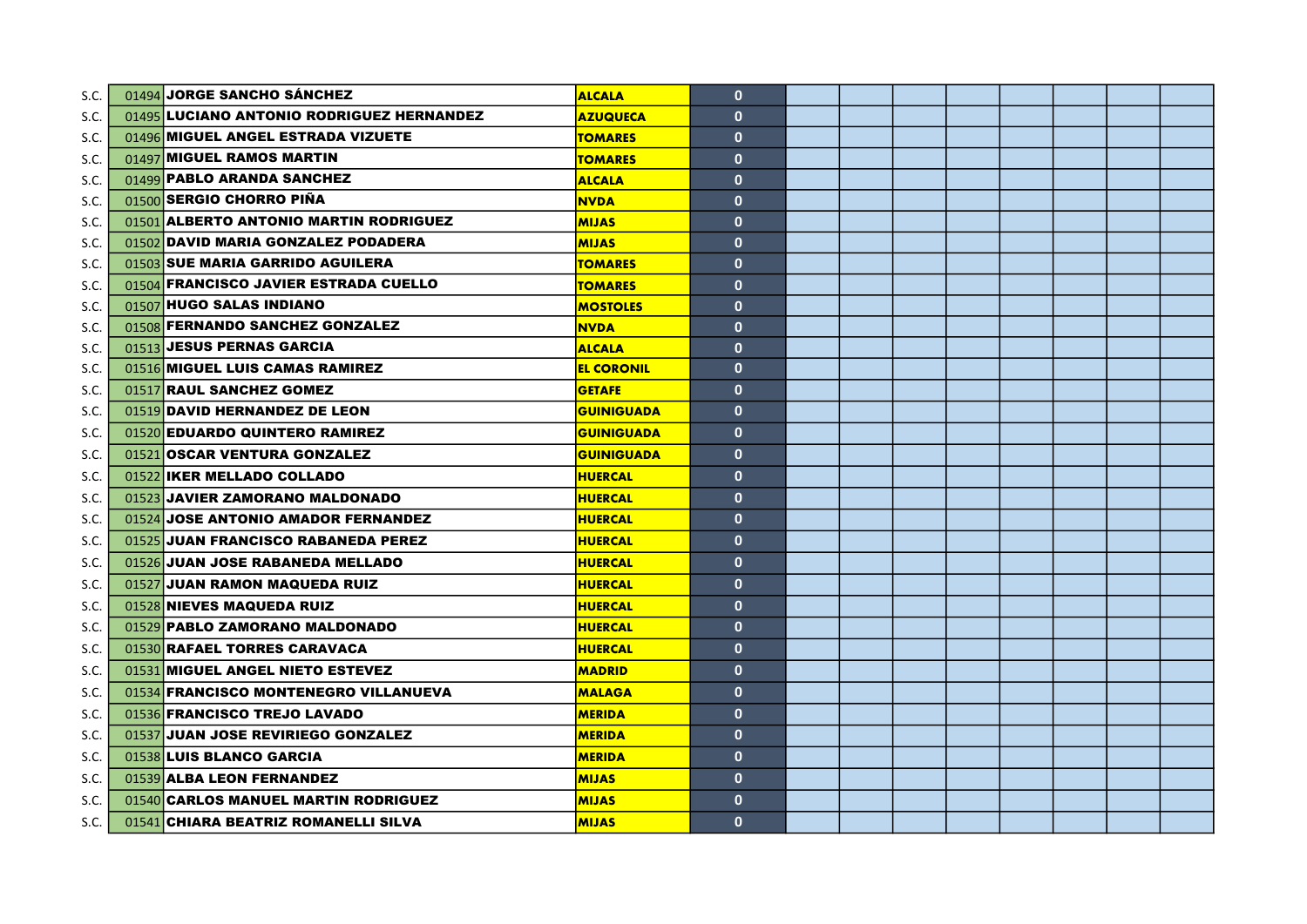| | | | | | | | | | | | | |
|---|---|---|---|---|---|---|---|---|---|---|---|---|
| S.C. | 01494 | **JORGE SANCHO SÁNCHEZ** | **ALCALA** | **0** | | | | | | | | |
| S.C. | 01495 | **LUCIANO ANTONIO RODRIGUEZ HERNANDEZ** | **AZUQUECA** | **0** | | | | | | | | |
| S.C. | 01496 | **MIGUEL ANGEL ESTRADA VIZUETE** | **TOMARES** | **0** | | | | | | | | |
| S.C. | 01497 | **MIGUEL RAMOS MARTIN** | **TOMARES** | **0** | | | | | | | | |
| S.C. | 01499 | **PABLO ARANDA SANCHEZ** | **ALCALA** | **0** | | | | | | | | |
| S.C. | 01500 | **SERGIO CHORRO PIÑA** | **NVDA** | **0** | | | | | | | | |
| S.C. | 01501 | **ALBERTO ANTONIO MARTIN RODRIGUEZ** | **MIJAS** | **0** | | | | | | | | |
| S.C. | 01502 | **DAVID MARIA GONZALEZ PODADERA** | **MIJAS** | **0** | | | | | | | | |
| S.C. | 01503 | **SUE MARIA GARRIDO AGUILERA** | **TOMARES** | **0** | | | | | | | | |
| S.C. | 01504 | **FRANCISCO JAVIER ESTRADA CUELLO** | **TOMARES** | **0** | | | | | | | | |
| S.C. | 01507 | **HUGO SALAS INDIANO** | **MOSTOLES** | **0** | | | | | | | | |
| S.C. | 01508 | **FERNANDO SANCHEZ GONZALEZ** | **NVDA** | **0** | | | | | | | | |
| S.C. | 01513 | **JESUS PERNAS GARCIA** | **ALCALA** | **0** | | | | | | | | |
| S.C. | 01516 | **MIGUEL LUIS CAMAS RAMIREZ** | **EL CORONIL** | **0** | | | | | | | | |
| S.C. | 01517 | **RAUL SANCHEZ GOMEZ** | **GETAFE** | **0** | | | | | | | | |
| S.C. | 01519 | **DAVID HERNANDEZ DE LEON** | **GUINIGUADA** | **0** | | | | | | | | |
| S.C. | 01520 | **EDUARDO QUINTERO RAMIREZ** | **GUINIGUADA** | **0** | | | | | | | | |
| S.C. | 01521 | **OSCAR VENTURA GONZALEZ** | **GUINIGUADA** | **0** | | | | | | | | |
| S.C. | 01522 | **IKER MELLADO COLLADO** | **HUERCAL** | **0** | | | | | | | | |
| S.C. | 01523 | **JAVIER ZAMORANO MALDONADO** | **HUERCAL** | **0** | | | | | | | | |
| S.C. | 01524 | **JOSE ANTONIO AMADOR FERNANDEZ** | **HUERCAL** | **0** | | | | | | | | |
| S.C. | 01525 | **JUAN FRANCISCO RABANEDA PEREZ** | **HUERCAL** | **0** | | | | | | | | |
| S.C. | 01526 | **JUAN JOSE RABANEDA MELLADO** | **HUERCAL** | **0** | | | | | | | | |
| S.C. | 01527 | **JUAN RAMON MAQUEDA RUIZ** | **HUERCAL** | **0** | | | | | | | | |
| S.C. | 01528 | **NIEVES MAQUEDA RUIZ** | **HUERCAL** | **0** | | | | | | | | |
| S.C. | 01529 | **PABLO ZAMORANO MALDONADO** | **HUERCAL** | **0** | | | | | | | | |
| S.C. | 01530 | **RAFAEL TORRES CARAVACA** | **HUERCAL** | **0** | | | | | | | | |
| S.C. | 01531 | **MIGUEL ANGEL NIETO ESTEVEZ** | **MADRID** | **0** | | | | | | | | |
| S.C. | 01534 | **FRANCISCO MONTENEGRO VILLANUEVA** | **MALAGA** | **0** | | | | | | | | |
| S.C. | 01536 | **FRANCISCO TREJO LAVADO** | **MERIDA** | **0** | | | | | | | | |
| S.C. | 01537 | **JUAN JOSE REVIRIEGO GONZALEZ** | **MERIDA** | **0** | | | | | | | | |
| S.C. | 01538 | **LUIS BLANCO GARCIA** | **MERIDA** | **0** | | | | | | | | |
| S.C. | 01539 | **ALBA LEON FERNANDEZ** | **MIJAS** | **0** | | | | | | | | |
| S.C. | 01540 | **CARLOS MANUEL MARTIN RODRIGUEZ** | **MIJAS** | **0** | | | | | | | | |
| S.C. | 01541 | **CHIARA BEATRIZ ROMANELLI SILVA** | **MIJAS** | **0** | | | | | | | | |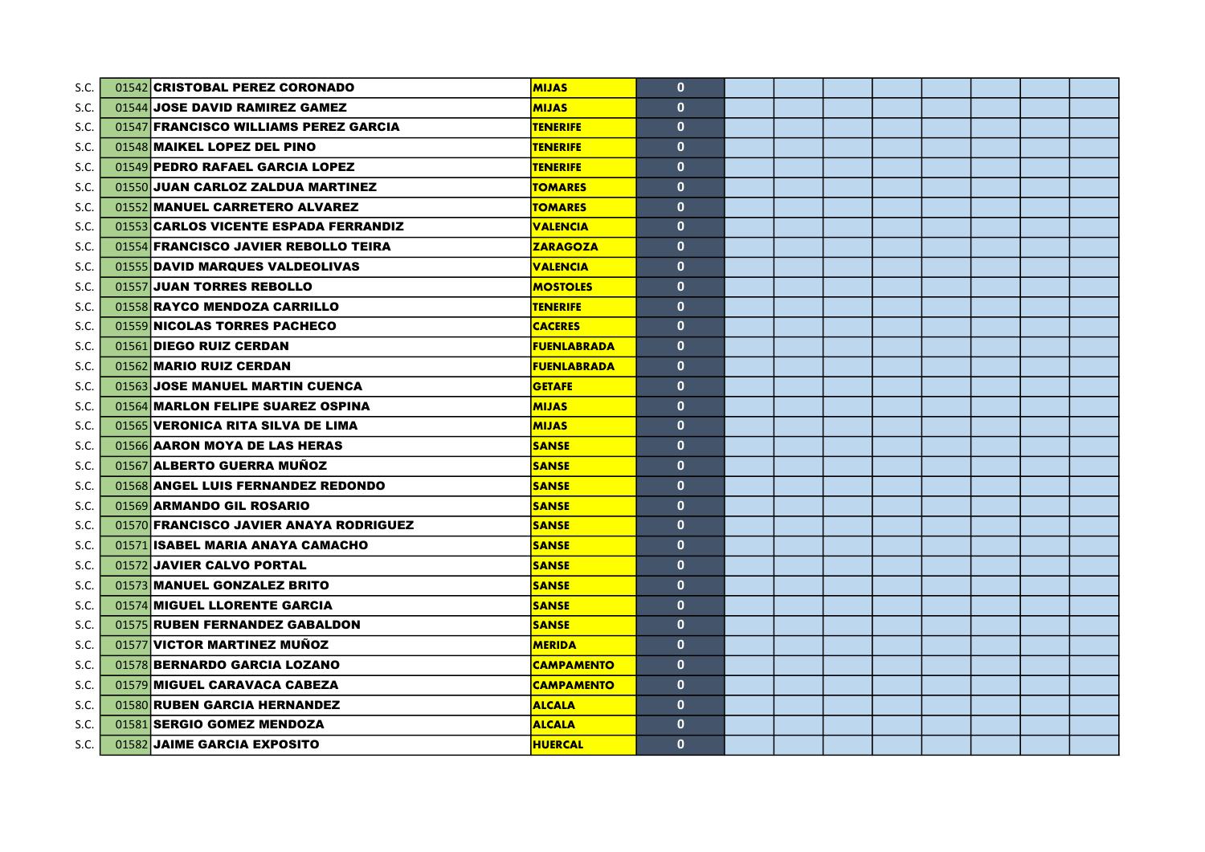| | | | | | | | | | | | | |
|---|---|---|---|---|---|---|---|---|---|---|---|---|
| S.C. | 01542 | CRISTOBAL PEREZ CORONADO | MIJAS | 0 | | | | | | | | |
| S.C. | 01544 | JOSE DAVID RAMIREZ GAMEZ | MIJAS | 0 | | | | | | | | |
| S.C. | 01547 | FRANCISCO WILLIAMS PEREZ GARCIA | TENERIFE | 0 | | | | | | | | |
| S.C. | 01548 | MAIKEL LOPEZ DEL PINO | TENERIFE | 0 | | | | | | | | |
| S.C. | 01549 | PEDRO RAFAEL GARCIA LOPEZ | TENERIFE | 0 | | | | | | | | |
| S.C. | 01550 | JUAN CARLOZ ZALDUA MARTINEZ | TOMARES | 0 | | | | | | | | |
| S.C. | 01552 | MANUEL CARRETERO ALVAREZ | TOMARES | 0 | | | | | | | | |
| S.C. | 01553 | CARLOS VICENTE ESPADA FERRANDIZ | VALENCIA | 0 | | | | | | | | |
| S.C. | 01554 | FRANCISCO JAVIER REBOLLO TEIRA | ZARAGOZA | 0 | | | | | | | | |
| S.C. | 01555 | DAVID MARQUES VALDEOLIVAS | VALENCIA | 0 | | | | | | | | |
| S.C. | 01557 | JUAN TORRES REBOLLO | MOSTOLES | 0 | | | | | | | | |
| S.C. | 01558 | RAYCO MENDOZA CARRILLO | TENERIFE | 0 | | | | | | | | |
| S.C. | 01559 | NICOLAS TORRES PACHECO | CACERES | 0 | | | | | | | | |
| S.C. | 01561 | DIEGO RUIZ CERDAN | FUENLABRADA | 0 | | | | | | | | |
| S.C. | 01562 | MARIO RUIZ CERDAN | FUENLABRADA | 0 | | | | | | | | |
| S.C. | 01563 | JOSE MANUEL MARTIN CUENCA | GETAFE | 0 | | | | | | | | |
| S.C. | 01564 | MARLON FELIPE SUAREZ OSPINA | MIJAS | 0 | | | | | | | | |
| S.C. | 01565 | VERONICA RITA SILVA DE LIMA | MIJAS | 0 | | | | | | | | |
| S.C. | 01566 | AARON MOYA DE LAS HERAS | SANSE | 0 | | | | | | | | |
| S.C. | 01567 | ALBERTO GUERRA MUÑOZ | SANSE | 0 | | | | | | | | |
| S.C. | 01568 | ANGEL LUIS FERNANDEZ REDONDO | SANSE | 0 | | | | | | | | |
| S.C. | 01569 | ARMANDO GIL ROSARIO | SANSE | 0 | | | | | | | | |
| S.C. | 01570 | FRANCISCO JAVIER ANAYA RODRIGUEZ | SANSE | 0 | | | | | | | | |
| S.C. | 01571 | ISABEL MARIA ANAYA CAMACHO | SANSE | 0 | | | | | | | | |
| S.C. | 01572 | JAVIER CALVO PORTAL | SANSE | 0 | | | | | | | | |
| S.C. | 01573 | MANUEL GONZALEZ BRITO | SANSE | 0 | | | | | | | | |
| S.C. | 01574 | MIGUEL LLORENTE GARCIA | SANSE | 0 | | | | | | | | |
| S.C. | 01575 | RUBEN FERNANDEZ GABALDON | SANSE | 0 | | | | | | | | |
| S.C. | 01577 | VICTOR MARTINEZ MUÑOZ | MERIDA | 0 | | | | | | | | |
| S.C. | 01578 | BERNARDO GARCIA LOZANO | CAMPAMENTO | 0 | | | | | | | | |
| S.C. | 01579 | MIGUEL CARAVACA CABEZA | CAMPAMENTO | 0 | | | | | | | | |
| S.C. | 01580 | RUBEN GARCIA HERNANDEZ | ALCALA | 0 | | | | | | | | |
| S.C. | 01581 | SERGIO GOMEZ MENDOZA | ALCALA | 0 | | | | | | | | |
| S.C. | 01582 | JAIME GARCIA EXPOSITO | HUERCAL | 0 | | | | | | | | |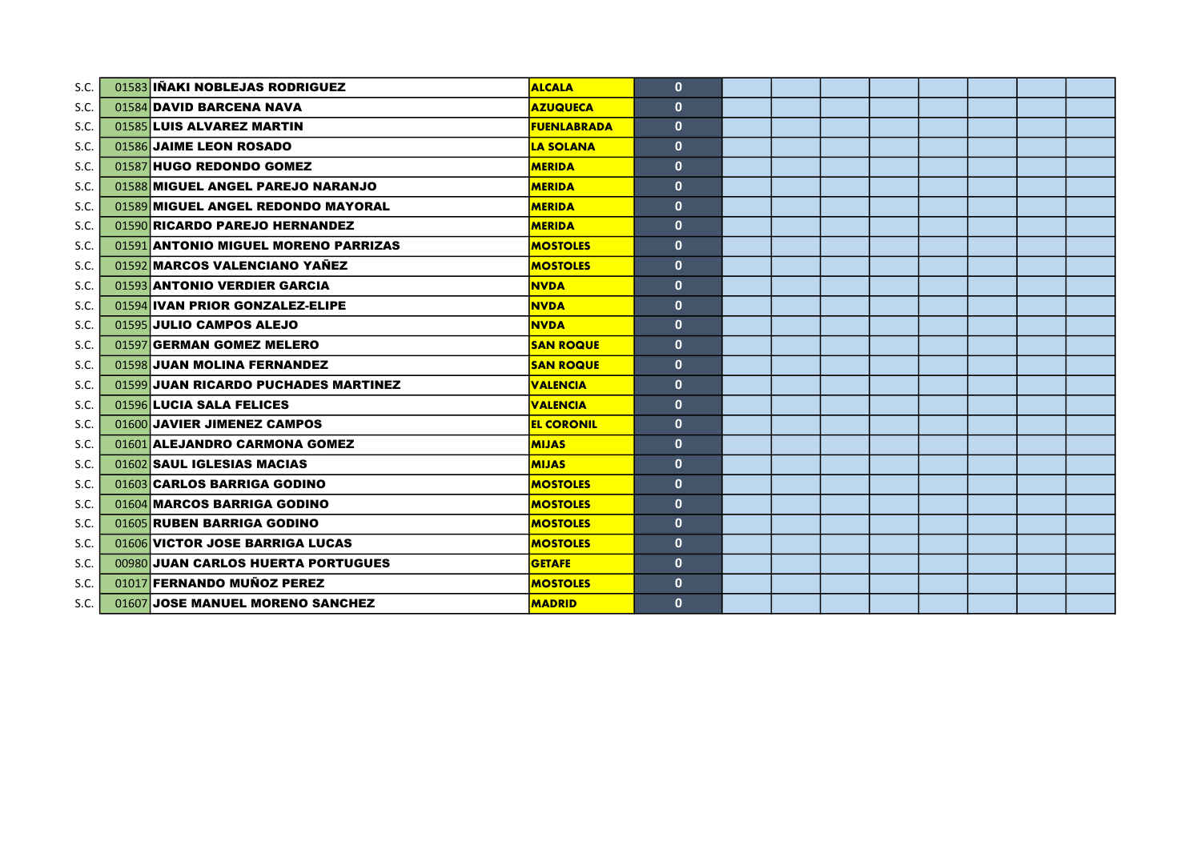| | | | | | | | | | | | | |
|---|---|---|---|---|---|---|---|---|---|---|---|---|
| S.C. | 01583 | IÑAKI NOBLEJAS RODRIGUEZ | ALCALA | 0 | | | | | | | | |
| S.C. | 01584 | DAVID BARCENA NAVA | AZUQUECA | 0 | | | | | | | | |
| S.C. | 01585 | LUIS ALVAREZ MARTIN | FUENLABRADA | 0 | | | | | | | | |
| S.C. | 01586 | JAIME LEON ROSADO | LA SOLANA | 0 | | | | | | | | |
| S.C. | 01587 | HUGO REDONDO GOMEZ | MERIDA | 0 | | | | | | | | |
| S.C. | 01588 | MIGUEL ANGEL PAREJO NARANJO | MERIDA | 0 | | | | | | | | |
| S.C. | 01589 | MIGUEL ANGEL REDONDO MAYORAL | MERIDA | 0 | | | | | | | | |
| S.C. | 01590 | RICARDO PAREJO HERNANDEZ | MERIDA | 0 | | | | | | | | |
| S.C. | 01591 | ANTONIO MIGUEL MORENO PARRIZAS | MOSTOLES | 0 | | | | | | | | |
| S.C. | 01592 | MARCOS VALENCIANO YAÑEZ | MOSTOLES | 0 | | | | | | | | |
| S.C. | 01593 | ANTONIO VERDIER GARCIA | NVDA | 0 | | | | | | | | |
| S.C. | 01594 | IVAN PRIOR GONZALEZ-ELIPE | NVDA | 0 | | | | | | | | |
| S.C. | 01595 | JULIO CAMPOS ALEJO | NVDA | 0 | | | | | | | | |
| S.C. | 01597 | GERMAN GOMEZ MELERO | SAN ROQUE | 0 | | | | | | | | |
| S.C. | 01598 | JUAN MOLINA FERNANDEZ | SAN ROQUE | 0 | | | | | | | | |
| S.C. | 01599 | JUAN RICARDO PUCHADES MARTINEZ | VALENCIA | 0 | | | | | | | | |
| S.C. | 01596 | LUCIA SALA FELICES | VALENCIA | 0 | | | | | | | | |
| S.C. | 01600 | JAVIER JIMENEZ CAMPOS | EL CORONIL | 0 | | | | | | | | |
| S.C. | 01601 | ALEJANDRO CARMONA GOMEZ | MIJAS | 0 | | | | | | | | |
| S.C. | 01602 | SAUL IGLESIAS MACIAS | MIJAS | 0 | | | | | | | | |
| S.C. | 01603 | CARLOS BARRIGA GODINO | MOSTOLES | 0 | | | | | | | | |
| S.C. | 01604 | MARCOS BARRIGA GODINO | MOSTOLES | 0 | | | | | | | | |
| S.C. | 01605 | RUBEN BARRIGA GODINO | MOSTOLES | 0 | | | | | | | | |
| S.C. | 01606 | VICTOR JOSE BARRIGA LUCAS | MOSTOLES | 0 | | | | | | | | |
| S.C. | 00980 | JUAN CARLOS HUERTA PORTUGUES | GETAFE | 0 | | | | | | | | |
| S.C. | 01017 | FERNANDO MUÑOZ PEREZ | MOSTOLES | 0 | | | | | | | | |
| S.C. | 01607 | JOSE MANUEL MORENO SANCHEZ | MADRID | 0 | | | | | | | | |